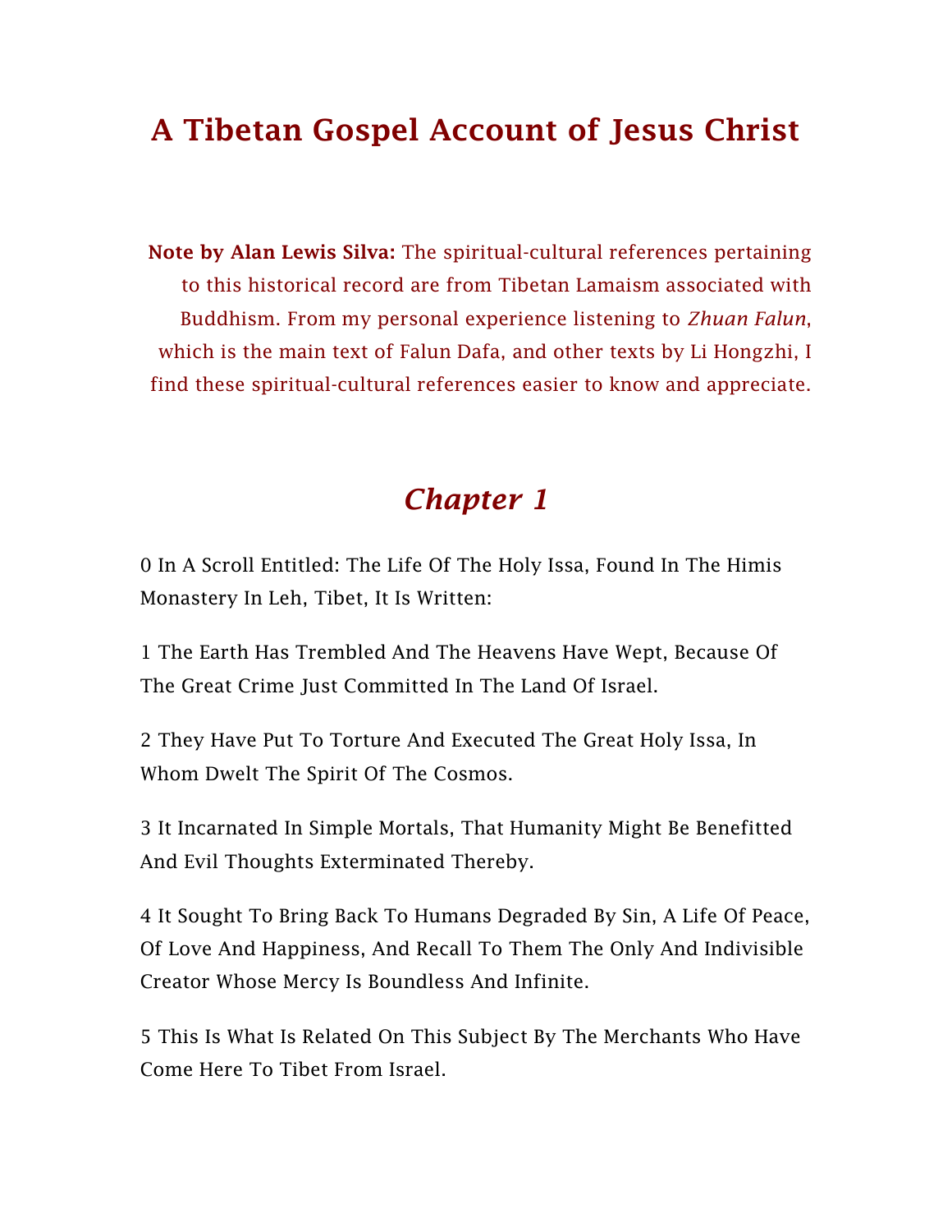# A Tibetan Gospel Account of Jesus Christ

**Note by Alan Lewis Silva:** The spiritual-cultural references pertaining to this historical record are from Tibetan Lamaism associated with Buddhism. From my personal experience listening to *Zhuan Falun*, which is the main text of Falun Dafa, and other texts by Li Hongzhi, I find these spiritual-cultural references easier to know and appreciate.

## *Chapter 1*

0 In A Scroll Entitled: The Life Of The Holy Issa, Found In The Himis Monastery In Leh, Tibet, It Is Written:

1 The Earth Has Trembled And The Heavens Have Wept, Because Of The Great Crime Just Committed In The Land Of Israel.

2 They Have Put To Torture And Executed The Great Holy Issa, In Whom Dwelt The Spirit Of The Cosmos.

3 It Incarnated In Simple Mortals, That Humanity Might Be Benefitted And Evil Thoughts Exterminated Thereby.

4 It Sought To Bring Back To Humans Degraded By Sin, A Life Of Peace, Of Love And Happiness, And Recall To Them The Only And Indivisible Creator Whose Mercy Is Boundless And Infinite.

5 This Is What Is Related On This Subject By The Merchants Who Have Come Here To Tibet From Israel.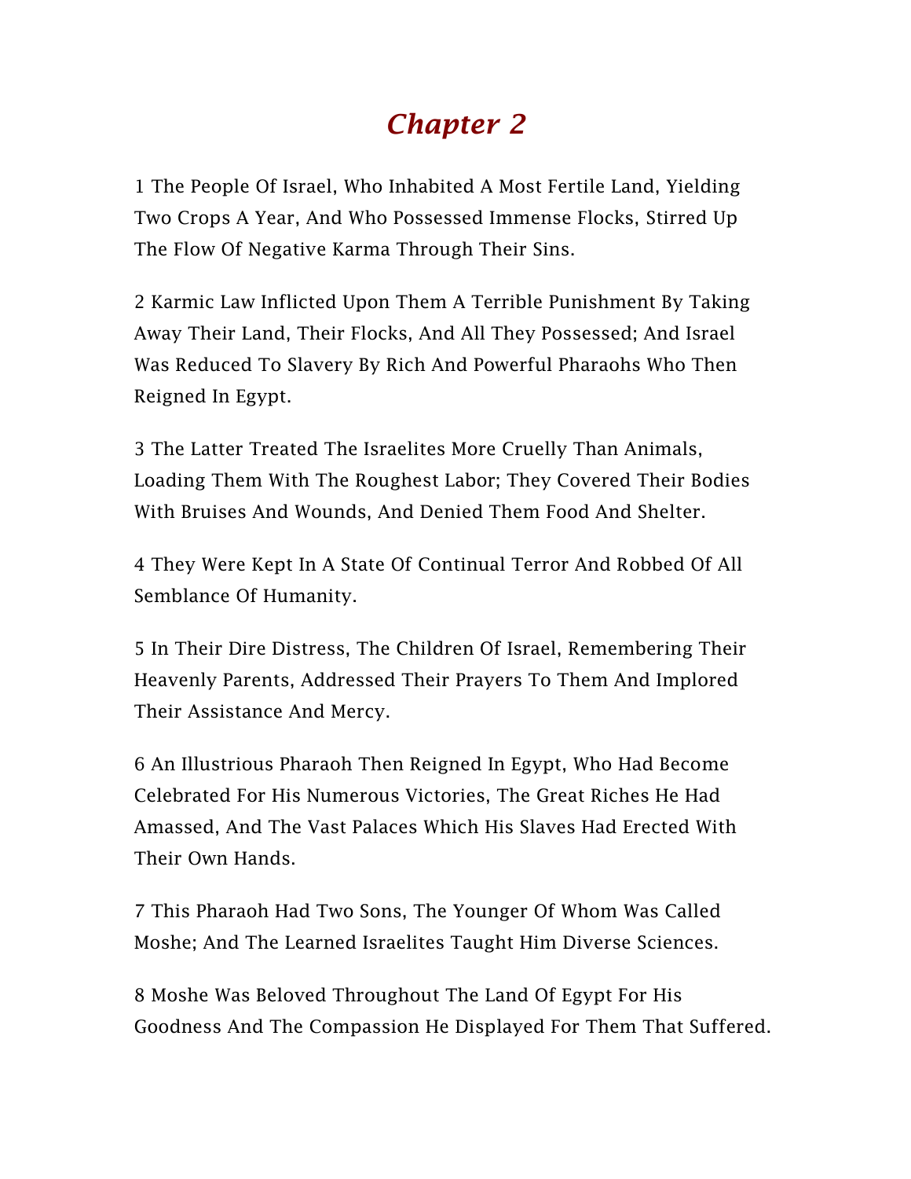# *Chapter 2*

1 The People Of Israel, Who Inhabited A Most Fertile Land, Yielding Two Crops A Year, And Who Possessed Immense Flocks, Stirred Up The Flow Of Negative Karma Through Their Sins.

2 Karmic Law Inflicted Upon Them A Terrible Punishment By Taking Away Their Land, Their Flocks, And All They Possessed; And Israel Was Reduced To Slavery By Rich And Powerful Pharaohs Who Then Reigned In Egypt.

3 The Latter Treated The Israelites More Cruelly Than Animals, Loading Them With The Roughest Labor; They Covered Their Bodies With Bruises And Wounds, And Denied Them Food And Shelter.

4 They Were Kept In A State Of Continual Terror And Robbed Of All Semblance Of Humanity.

5 In Their Dire Distress, The Children Of Israel, Remembering Their Heavenly Parents, Addressed Their Prayers To Them And Implored Their Assistance And Mercy.

6 An Illustrious Pharaoh Then Reigned In Egypt, Who Had Become Celebrated For His Numerous Victories, The Great Riches He Had Amassed, And The Vast Palaces Which His Slaves Had Erected With Their Own Hands.

7 This Pharaoh Had Two Sons, The Younger Of Whom Was Called Moshe; And The Learned Israelites Taught Him Diverse Sciences.

8 Moshe Was Beloved Throughout The Land Of Egypt For His Goodness And The Compassion He Displayed For Them That Suffered.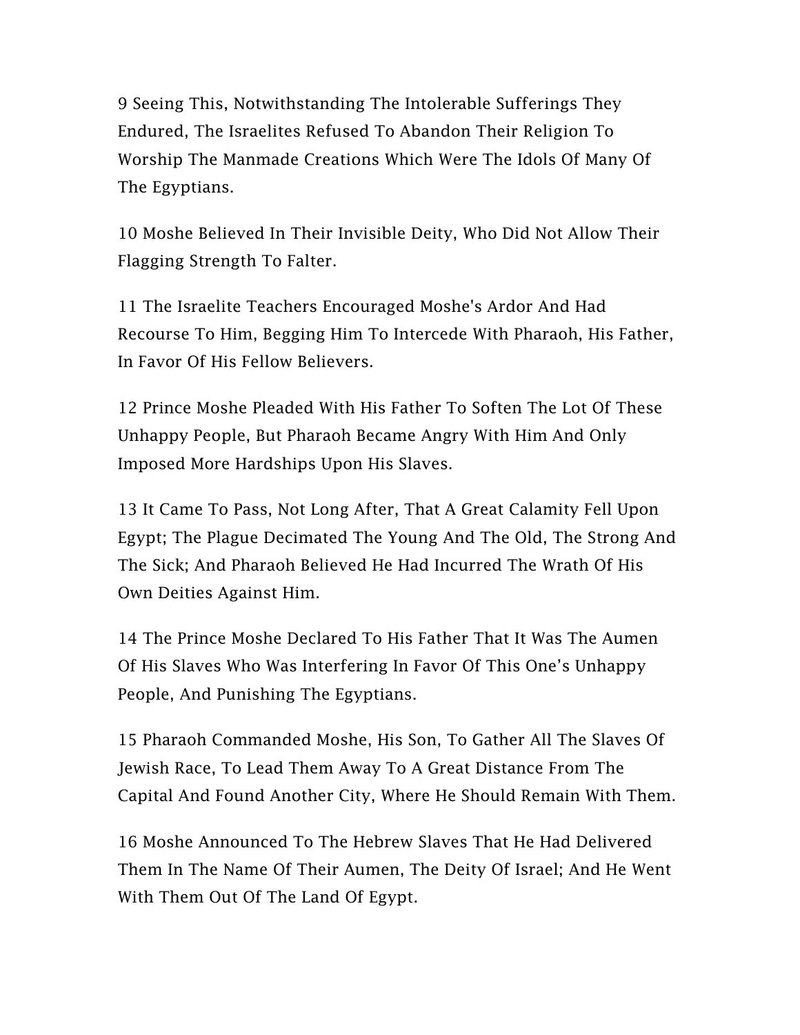9 Seeing This, Notwithstanding The Intolerable Sufferings They Endured, The Israelites Refused To Abandon Their Religion To Worship The Manmade Creations Which Were The Idols Of Many Of The Egyptians.

10 Moshe Believed In Their Invisible Deity, Who Did Not Allow Their Flagging Strength To Falter.

11 The Israelite Teachers Encouraged Moshe's Ardor And Had Recourse To Him, Begging Him To Intercede With Pharaoh, His Father, In Favor Of His Fellow Believers.

12 Prince Moshe Pleaded With His Father To Soften The Lot Of These Unhappy People, But Pharaoh Became Angry With Him And Only Imposed More Hardships Upon His Slaves.

13 It Came To Pass, Not Long After, That A Great Calamity Fell Upon Egypt; The Plague Decimated The Young And The Old, The Strong And The Sick; And Pharaoh Believed He Had Incurred The Wrath Of His Own Deities Against Him.

14 The Prince Moshe Declared To His Father That It Was The Aumen Of His Slaves Who Was Interfering In Favor Of This One's Unhappy People, And Punishing The Egyptians.

15 Pharaoh Commanded Moshe, His Son, To Gather All The Slaves Of Jewish Race, To Lead Them Away To A Great Distance From The Capital And Found Another City, Where He Should Remain With Them.

16 Moshe Announced To The Hebrew Slaves That He Had Delivered Them In The Name Of Their Aumen, The Deity Of Israel; And He Went With Them Out Of The Land Of Egypt.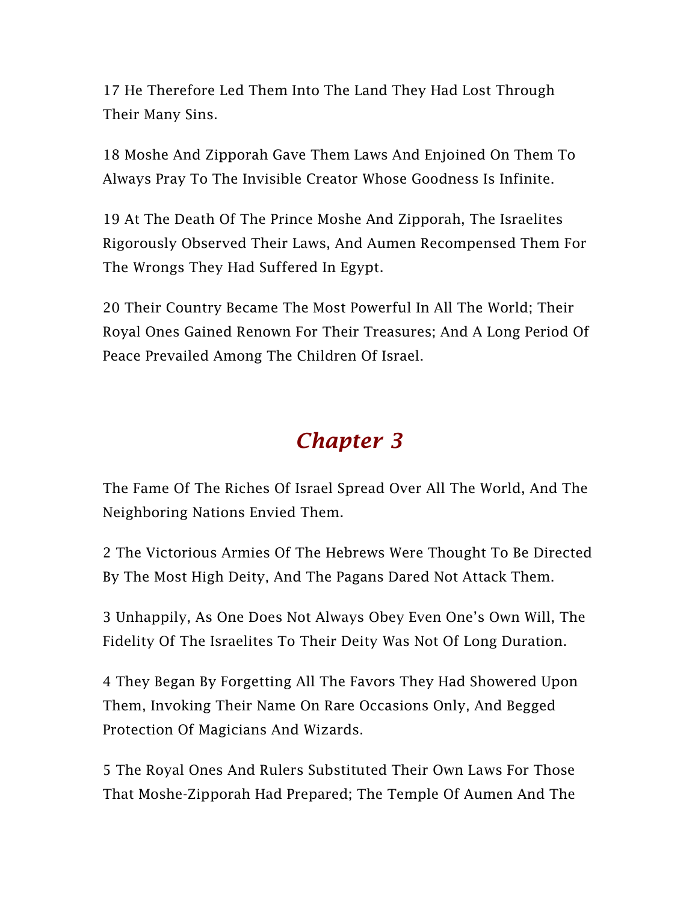17 He Therefore Led Them Into The Land They Had Lost Through Their Many Sins.

18 Moshe And Zipporah Gave Them Laws And Enjoined On Them To Always Pray To The Invisible Creator Whose Goodness Is Infinite.

19 At The Death Of The Prince Moshe And Zipporah, The Israelites Rigorously Observed Their Laws, And Aumen Recompensed Them For The Wrongs They Had Suffered In Egypt.

20 Their Country Became The Most Powerful In All The World; Their Royal Ones Gained Renown For Their Treasures; And A Long Period Of Peace Prevailed Among The Children Of Israel.

## *Chapter 3*

The Fame Of The Riches Of Israel Spread Over All The World, And The Neighboring Nations Envied Them.

2 The Victorious Armies Of The Hebrews Were Thought To Be Directed By The Most High Deity, And The Pagans Dared Not Attack Them.

3 Unhappily, As One Does Not Always Obey Even One's Own Will, The Fidelity Of The Israelites To Their Deity Was Not Of Long Duration.

4 They Began By Forgetting All The Favors They Had Showered Upon Them, Invoking Their Name On Rare Occasions Only, And Begged Protection Of Magicians And Wizards.

5 The Royal Ones And Rulers Substituted Their Own Laws For Those That Moshe-Zipporah Had Prepared; The Temple Of Aumen And The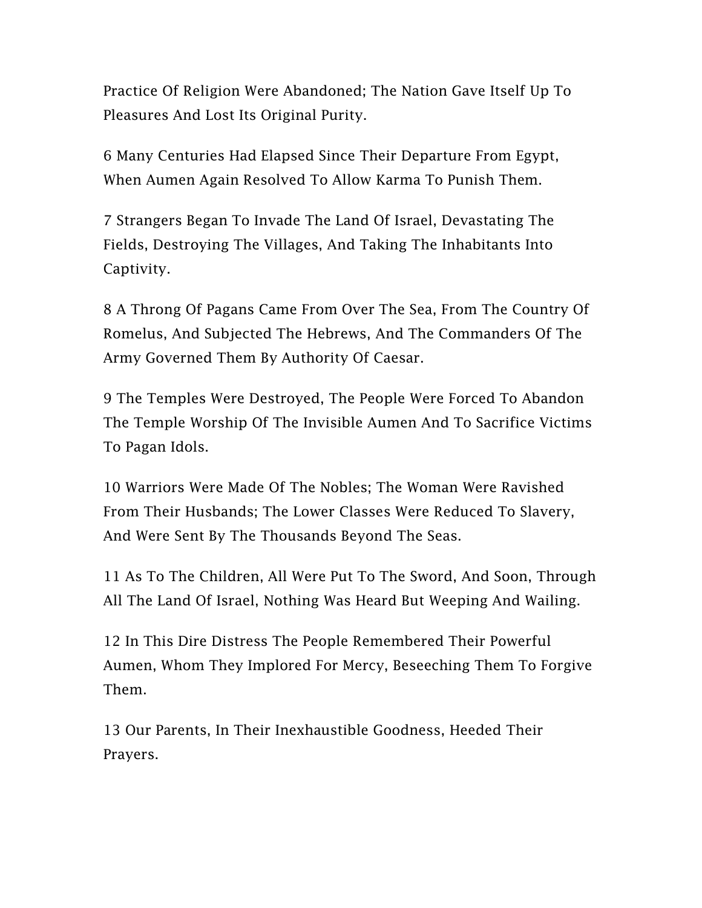Practice Of Religion Were Abandoned; The Nation Gave Itself Up To Pleasures And Lost Its Original Purity.

6 Many Centuries Had Elapsed Since Their Departure From Egypt, When Aumen Again Resolved To Allow Karma To Punish Them.

7 Strangers Began To Invade The Land Of Israel, Devastating The Fields, Destroying The Villages, And Taking The Inhabitants Into Captivity.

8 A Throng Of Pagans Came From Over The Sea, From The Country Of Romelus, And Subjected The Hebrews, And The Commanders Of The Army Governed Them By Authority Of Caesar.

9 The Temples Were Destroyed, The People Were Forced To Abandon The Temple Worship Of The Invisible Aumen And To Sacrifice Victims To Pagan Idols.

10 Warriors Were Made Of The Nobles; The Woman Were Ravished From Their Husbands; The Lower Classes Were Reduced To Slavery, And Were Sent By The Thousands Beyond The Seas.

11 As To The Children, All Were Put To The Sword, And Soon, Through All The Land Of Israel, Nothing Was Heard But Weeping And Wailing.

12 In This Dire Distress The People Remembered Their Powerful Aumen, Whom They Implored For Mercy, Beseeching Them To Forgive Them.

13 Our Parents, In Their Inexhaustible Goodness, Heeded Their Prayers.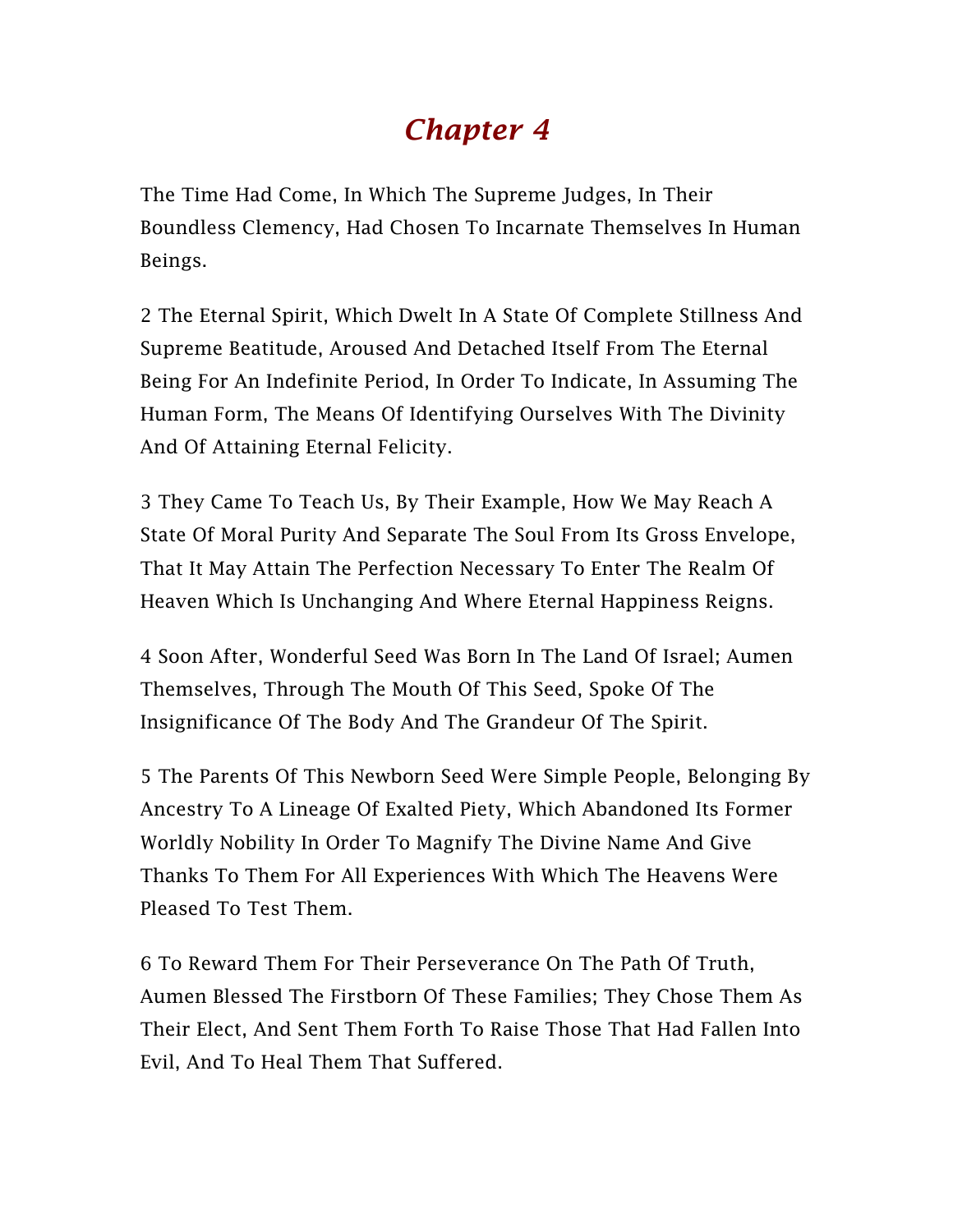# *Chapter 4*

The Time Had Come, In Which The Supreme Judges, In Their Boundless Clemency, Had Chosen To Incarnate Themselves In Human Beings.

2 The Eternal Spirit, Which Dwelt In A State Of Complete Stillness And Supreme Beatitude, Aroused And Detached Itself From The Eternal Being For An Indefinite Period, In Order To Indicate, In Assuming The Human Form, The Means Of Identifying Ourselves With The Divinity And Of Attaining Eternal Felicity.

3 They Came To Teach Us, By Their Example, How We May Reach A State Of Moral Purity And Separate The Soul From Its Gross Envelope, That It May Attain The Perfection Necessary To Enter The Realm Of Heaven Which Is Unchanging And Where Eternal Happiness Reigns.

4 Soon After, Wonderful Seed Was Born In The Land Of Israel; Aumen Themselves, Through The Mouth Of This Seed, Spoke Of The Insignificance Of The Body And The Grandeur Of The Spirit.

5 The Parents Of This Newborn Seed Were Simple People, Belonging By Ancestry To A Lineage Of Exalted Piety, Which Abandoned Its Former Worldly Nobility In Order To Magnify The Divine Name And Give Thanks To Them For All Experiences With Which The Heavens Were Pleased To Test Them.

6 To Reward Them For Their Perseverance On The Path Of Truth, Aumen Blessed The Firstborn Of These Families; They Chose Them As Their Elect, And Sent Them Forth To Raise Those That Had Fallen Into Evil, And To Heal Them That Suffered.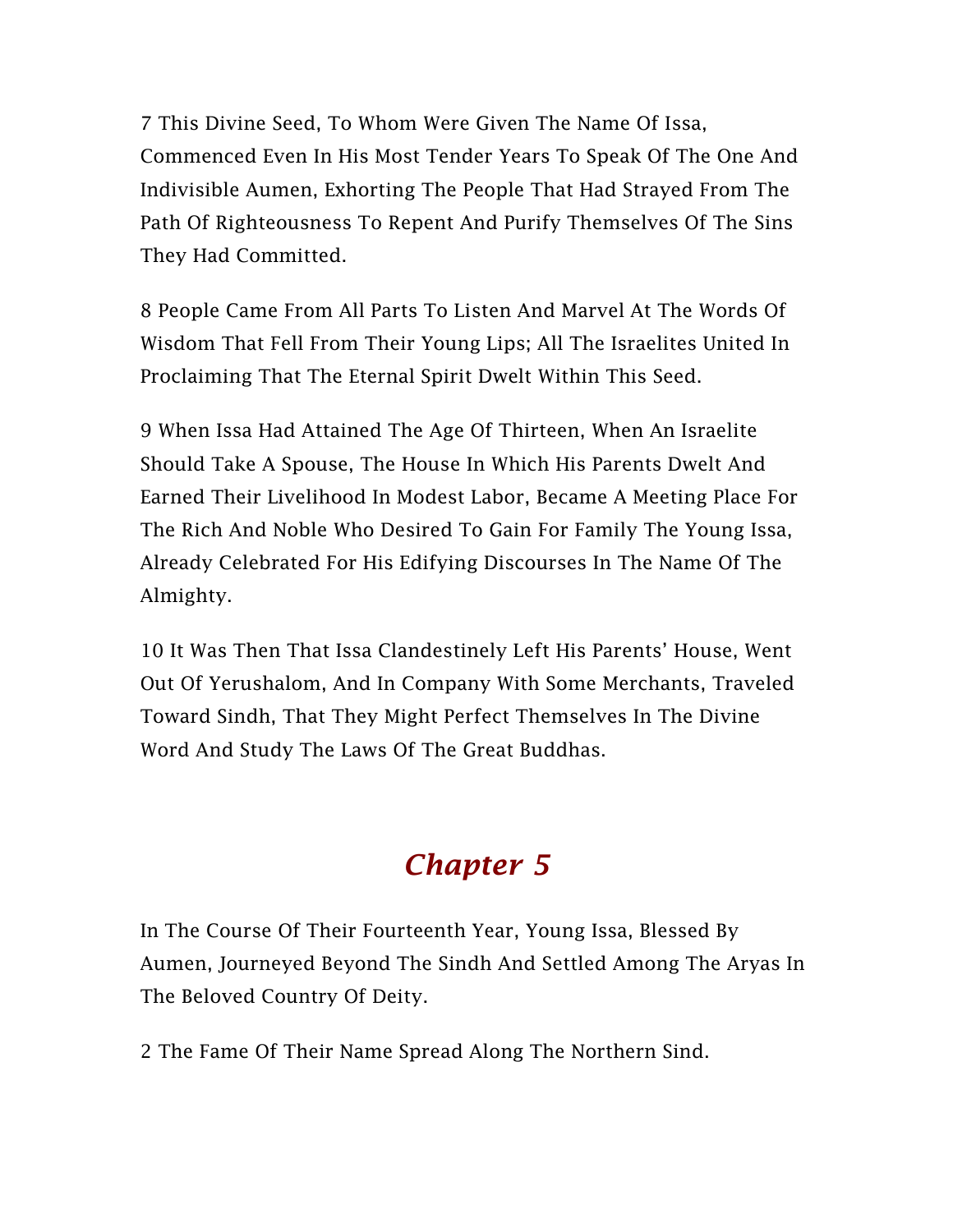7 This Divine Seed, To Whom Were Given The Name Of Issa, Commenced Even In His Most Tender Years To Speak Of The One And Indivisible Aumen, Exhorting The People That Had Strayed From The Path Of Righteousness To Repent And Purify Themselves Of The Sins They Had Committed.

8 People Came From All Parts To Listen And Marvel At The Words Of Wisdom That Fell From Their Young Lips; All The Israelites United In Proclaiming That The Eternal Spirit Dwelt Within This Seed.

9 When Issa Had Attained The Age Of Thirteen, When An Israelite Should Take A Spouse, The House In Which His Parents Dwelt And Earned Their Livelihood In Modest Labor, Became A Meeting Place For The Rich And Noble Who Desired To Gain For Family The Young Issa, Already Celebrated For His Edifying Discourses In The Name Of The Almighty.

10 It Was Then That Issa Clandestinely Left His Parents' House, Went Out Of Yerushalom, And In Company With Some Merchants, Traveled Toward Sindh, That They Might Perfect Themselves In The Divine Word And Study The Laws Of The Great Buddhas.

## *Chapter 5*

In The Course Of Their Fourteenth Year, Young Issa, Blessed By Aumen, Journeyed Beyond The Sindh And Settled Among The Aryas In The Beloved Country Of Deity.

2 The Fame Of Their Name Spread Along The Northern Sind.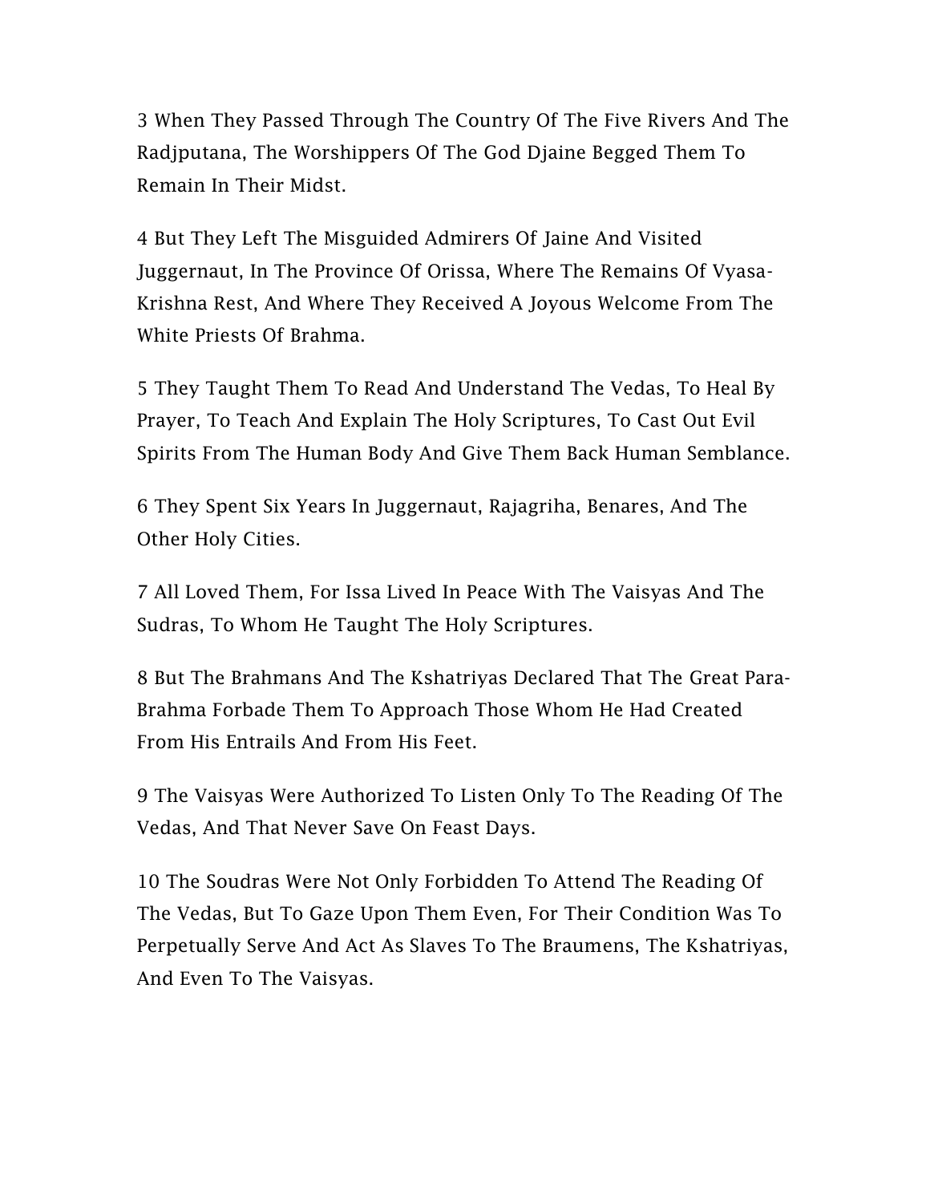3 When They Passed Through The Country Of The Five Rivers And The Radjputana, The Worshippers Of The God Djaine Begged Them To Remain In Their Midst.

4 But They Left The Misguided Admirers Of Jaine And Visited Juggernaut, In The Province Of Orissa, Where The Remains Of Vyasa-Krishna Rest, And Where They Received A Joyous Welcome From The White Priests Of Brahma.

5 They Taught Them To Read And Understand The Vedas, To Heal By Prayer, To Teach And Explain The Holy Scriptures, To Cast Out Evil Spirits From The Human Body And Give Them Back Human Semblance.

6 They Spent Six Years In Juggernaut, Rajagriha, Benares, And The Other Holy Cities.

7 All Loved Them, For Issa Lived In Peace With The Vaisyas And The Sudras, To Whom He Taught The Holy Scriptures.

8 But The Brahmans And The Kshatriyas Declared That The Great Para-Brahma Forbade Them To Approach Those Whom He Had Created From His Entrails And From His Feet.

9 The Vaisyas Were Authorized To Listen Only To The Reading Of The Vedas, And That Never Save On Feast Days.

10 The Soudras Were Not Only Forbidden To Attend The Reading Of The Vedas, But To Gaze Upon Them Even, For Their Condition Was To Perpetually Serve And Act As Slaves To The Braumens, The Kshatriyas, And Even To The Vaisyas.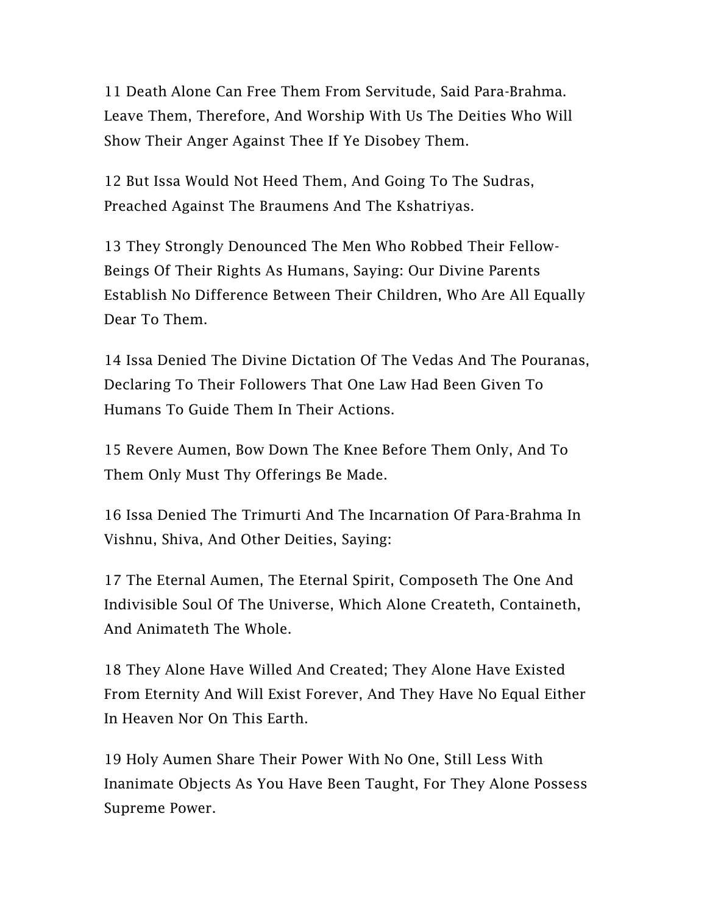11 Death Alone Can Free Them From Servitude, Said Para-Brahma. Leave Them, Therefore, And Worship With Us The Deities Who Will Show Their Anger Against Thee If Ye Disobey Them.

12 But Issa Would Not Heed Them, And Going To The Sudras, Preached Against The Braumens And The Kshatriyas.

13 They Strongly Denounced The Men Who Robbed Their Fellow-Beings Of Their Rights As Humans, Saying: Our Divine Parents Establish No Difference Between Their Children, Who Are All Equally Dear To Them.

14 Issa Denied The Divine Dictation Of The Vedas And The Pouranas, Declaring To Their Followers That One Law Had Been Given To Humans To Guide Them In Their Actions.

15 Revere Aumen, Bow Down The Knee Before Them Only, And To Them Only Must Thy Offerings Be Made.

16 Issa Denied The Trimurti And The Incarnation Of Para-Brahma In Vishnu, Shiva, And Other Deities, Saying:

17 The Eternal Aumen, The Eternal Spirit, Composeth The One And Indivisible Soul Of The Universe, Which Alone Createth, Containeth, And Animateth The Whole.

18 They Alone Have Willed And Created; They Alone Have Existed From Eternity And Will Exist Forever, And They Have No Equal Either In Heaven Nor On This Earth.

19 Holy Aumen Share Their Power With No One, Still Less With Inanimate Objects As You Have Been Taught, For They Alone Possess Supreme Power.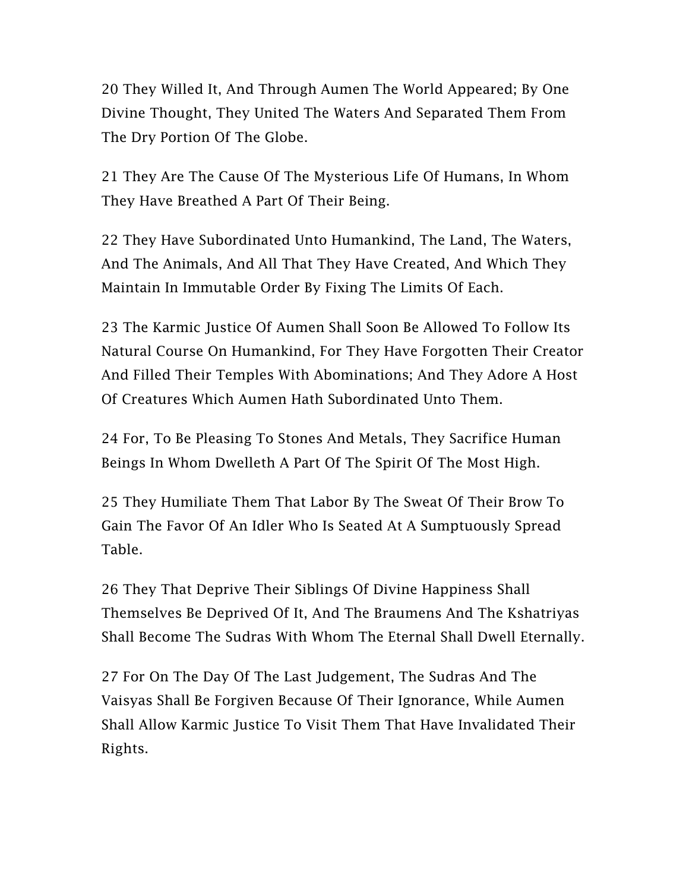20 They Willed It, And Through Aumen The World Appeared; By One Divine Thought, They United The Waters And Separated Them From The Dry Portion Of The Globe.

21 They Are The Cause Of The Mysterious Life Of Humans, In Whom They Have Breathed A Part Of Their Being.

22 They Have Subordinated Unto Humankind, The Land, The Waters, And The Animals, And All That They Have Created, And Which They Maintain In Immutable Order By Fixing The Limits Of Each.

23 The Karmic Justice Of Aumen Shall Soon Be Allowed To Follow Its Natural Course On Humankind, For They Have Forgotten Their Creator And Filled Their Temples With Abominations; And They Adore A Host Of Creatures Which Aumen Hath Subordinated Unto Them.

24 For, To Be Pleasing To Stones And Metals, They Sacrifice Human Beings In Whom Dwelleth A Part Of The Spirit Of The Most High.

25 They Humiliate Them That Labor By The Sweat Of Their Brow To Gain The Favor Of An Idler Who Is Seated At A Sumptuously Spread Table.

26 They That Deprive Their Siblings Of Divine Happiness Shall Themselves Be Deprived Of It, And The Braumens And The Kshatriyas Shall Become The Sudras With Whom The Eternal Shall Dwell Eternally.

27 For On The Day Of The Last Judgement, The Sudras And The Vaisyas Shall Be Forgiven Because Of Their Ignorance, While Aumen Shall Allow Karmic Justice To Visit Them That Have Invalidated Their Rights.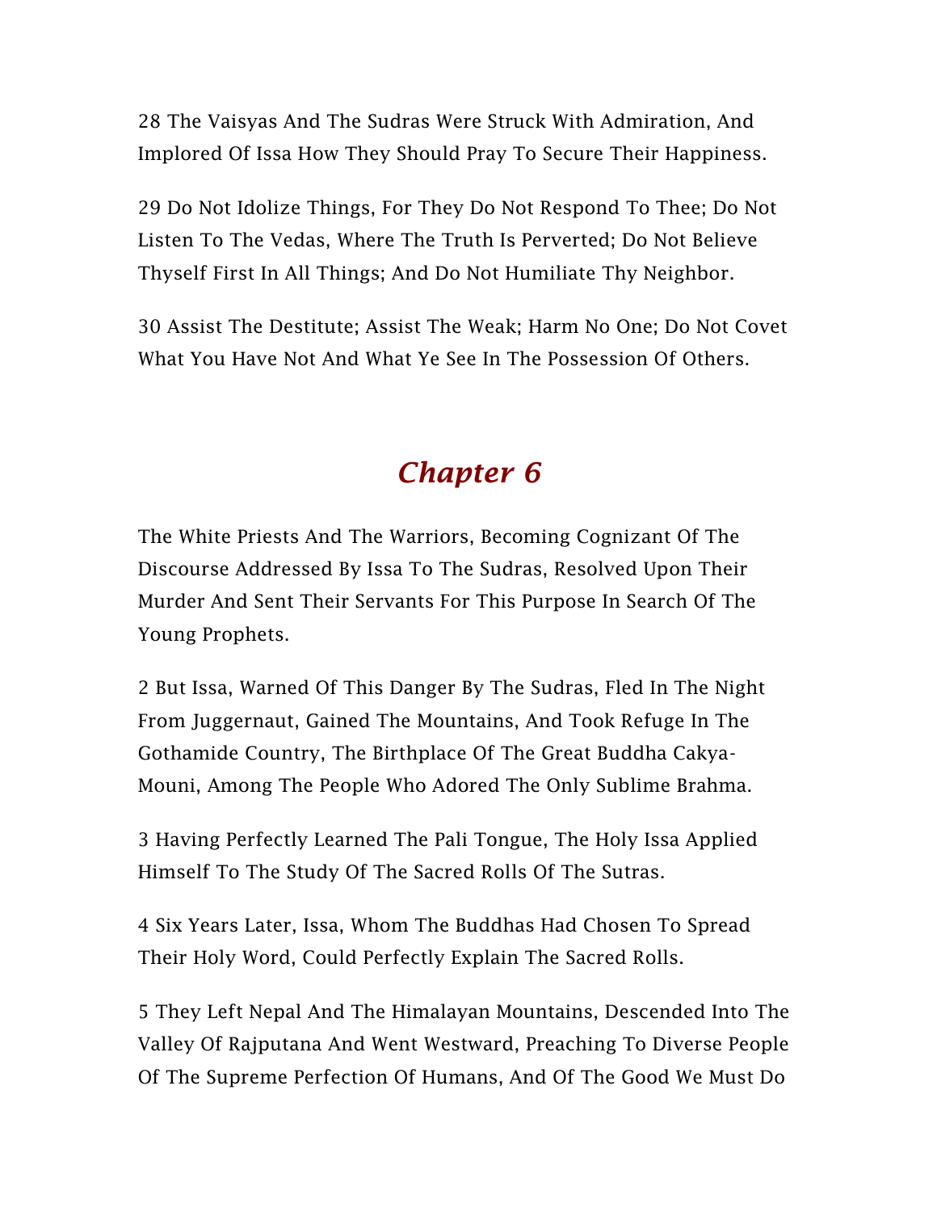28 The Vaisyas And The Sudras Were Struck With Admiration, And Implored Of Issa How They Should Pray To Secure Their Happiness.

29 Do Not Idolize Things, For They Do Not Respond To Thee; Do Not Listen To The Vedas, Where The Truth Is Perverted; Do Not Believe Thyself First In All Things; And Do Not Humiliate Thy Neighbor.

30 Assist The Destitute; Assist The Weak; Harm No One; Do Not Covet What You Have Not And What Ye See In The Possession Of Others.

## *Chapter 6*

The White Priests And The Warriors, Becoming Cognizant Of The Discourse Addressed By Issa To The Sudras, Resolved Upon Their Murder And Sent Their Servants For This Purpose In Search Of The Young Prophets.

2 But Issa, Warned Of This Danger By The Sudras, Fled In The Night From Juggernaut, Gained The Mountains, And Took Refuge In The Gothamide Country, The Birthplace Of The Great Buddha Cakya-Mouni, Among The People Who Adored The Only Sublime Brahma.

3 Having Perfectly Learned The Pali Tongue, The Holy Issa Applied Himself To The Study Of The Sacred Rolls Of The Sutras.

4 Six Years Later, Issa, Whom The Buddhas Had Chosen To Spread Their Holy Word, Could Perfectly Explain The Sacred Rolls.

5 They Left Nepal And The Himalayan Mountains, Descended Into The Valley Of Rajputana And Went Westward, Preaching To Diverse People Of The Supreme Perfection Of Humans, And Of The Good We Must Do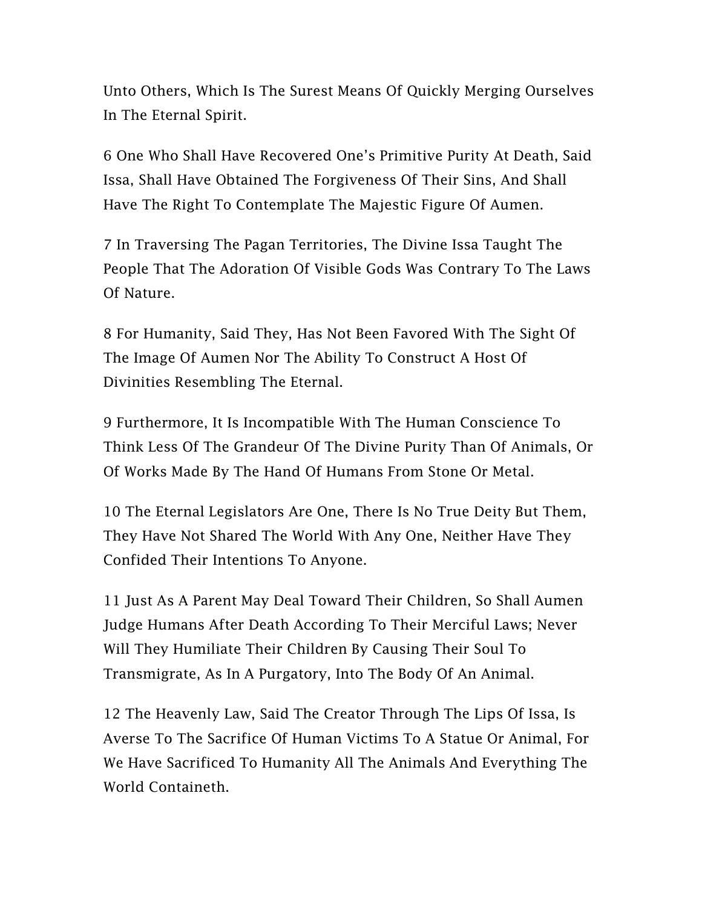Unto Others, Which Is The Surest Means Of Quickly Merging Ourselves In The Eternal Spirit.

6 One Who Shall Have Recovered One's Primitive Purity At Death, Said Issa, Shall Have Obtained The Forgiveness Of Their Sins, And Shall Have The Right To Contemplate The Majestic Figure Of Aumen.

7 In Traversing The Pagan Territories, The Divine Issa Taught The People That The Adoration Of Visible Gods Was Contrary To The Laws Of Nature.

8 For Humanity, Said They, Has Not Been Favored With The Sight Of The Image Of Aumen Nor The Ability To Construct A Host Of Divinities Resembling The Eternal.

9 Furthermore, It Is Incompatible With The Human Conscience To Think Less Of The Grandeur Of The Divine Purity Than Of Animals, Or Of Works Made By The Hand Of Humans From Stone Or Metal.

10 The Eternal Legislators Are One, There Is No True Deity But Them, They Have Not Shared The World With Any One, Neither Have They Confided Their Intentions To Anyone.

11 Just As A Parent May Deal Toward Their Children, So Shall Aumen Judge Humans After Death According To Their Merciful Laws; Never Will They Humiliate Their Children By Causing Their Soul To Transmigrate, As In A Purgatory, Into The Body Of An Animal.

12 The Heavenly Law, Said The Creator Through The Lips Of Issa, Is Averse To The Sacrifice Of Human Victims To A Statue Or Animal, For We Have Sacrificed To Humanity All The Animals And Everything The World Containeth.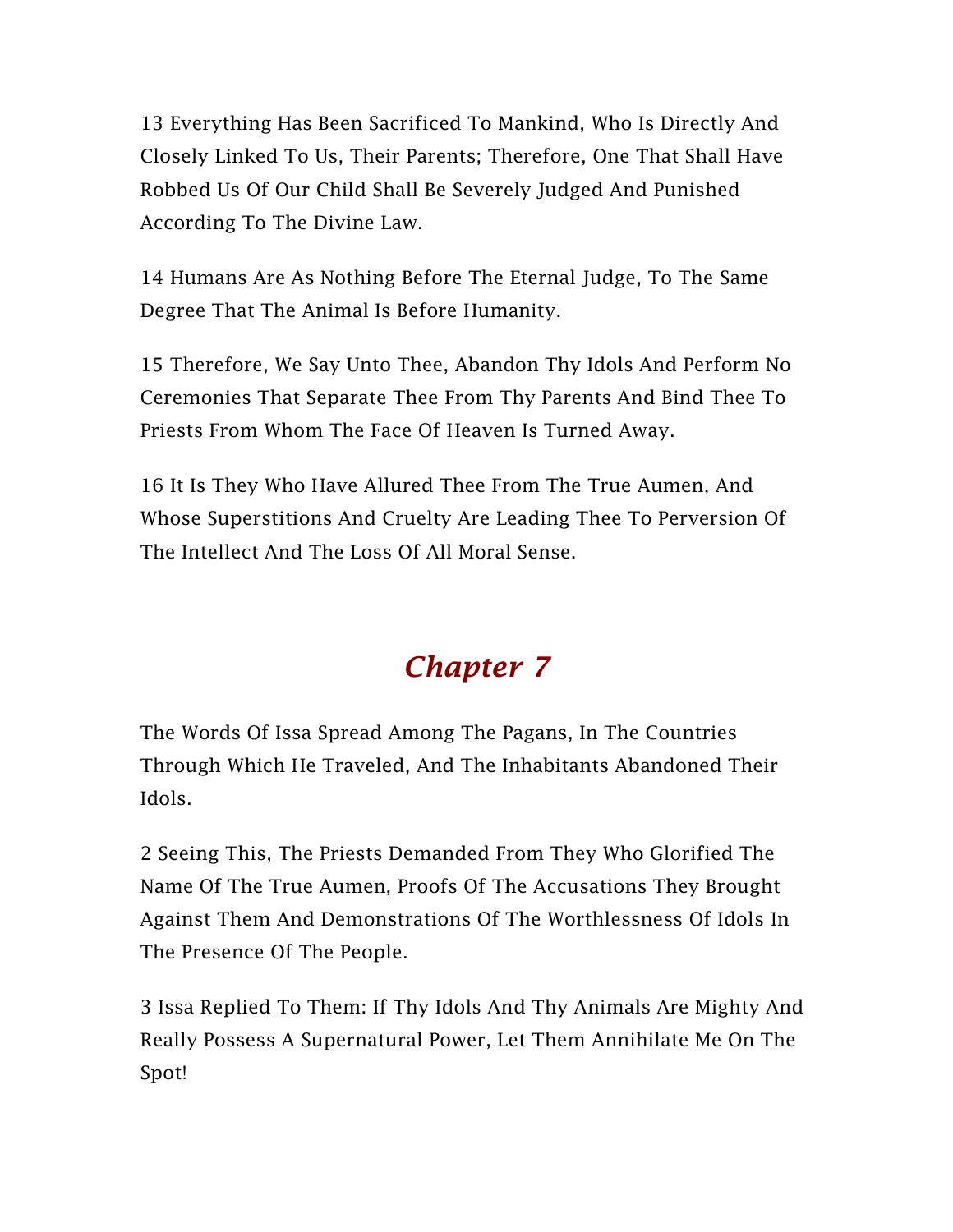13 Everything Has Been Sacrificed To Mankind, Who Is Directly And Closely Linked To Us, Their Parents; Therefore, One That Shall Have Robbed Us Of Our Child Shall Be Severely Judged And Punished According To The Divine Law.

14 Humans Are As Nothing Before The Eternal Judge, To The Same Degree That The Animal Is Before Humanity.

15 Therefore, We Say Unto Thee, Abandon Thy Idols And Perform No Ceremonies That Separate Thee From Thy Parents And Bind Thee To Priests From Whom The Face Of Heaven Is Turned Away.

16 It Is They Who Have Allured Thee From The True Aumen, And Whose Superstitions And Cruelty Are Leading Thee To Perversion Of The Intellect And The Loss Of All Moral Sense.

## *Chapter 7*

The Words Of Issa Spread Among The Pagans, In The Countries Through Which He Traveled, And The Inhabitants Abandoned Their Idols.

2 Seeing This, The Priests Demanded From They Who Glorified The Name Of The True Aumen, Proofs Of The Accusations They Brought Against Them And Demonstrations Of The Worthlessness Of Idols In The Presence Of The People.

3 Issa Replied To Them: If Thy Idols And Thy Animals Are Mighty And Really Possess A Supernatural Power, Let Them Annihilate Me On The Spot!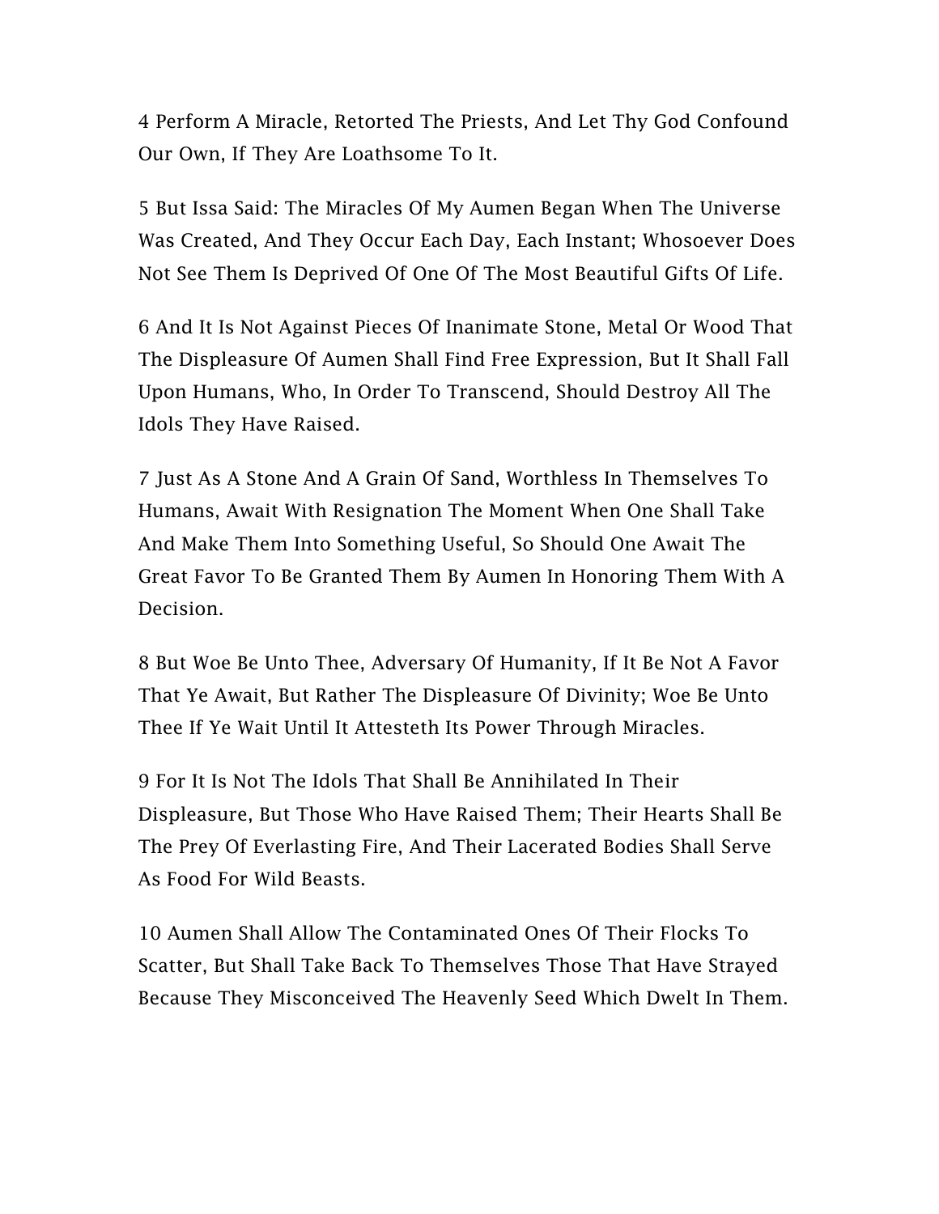4 Perform A Miracle, Retorted The Priests, And Let Thy God Confound Our Own, If They Are Loathsome To It.

5 But Issa Said: The Miracles Of My Aumen Began When The Universe Was Created, And They Occur Each Day, Each Instant; Whosoever Does Not See Them Is Deprived Of One Of The Most Beautiful Gifts Of Life.

6 And It Is Not Against Pieces Of Inanimate Stone, Metal Or Wood That The Displeasure Of Aumen Shall Find Free Expression, But It Shall Fall Upon Humans, Who, In Order To Transcend, Should Destroy All The Idols They Have Raised.

7 Just As A Stone And A Grain Of Sand, Worthless In Themselves To Humans, Await With Resignation The Moment When One Shall Take And Make Them Into Something Useful, So Should One Await The Great Favor To Be Granted Them By Aumen In Honoring Them With A Decision.

8 But Woe Be Unto Thee, Adversary Of Humanity, If It Be Not A Favor That Ye Await, But Rather The Displeasure Of Divinity; Woe Be Unto Thee If Ye Wait Until It Attesteth Its Power Through Miracles.

9 For It Is Not The Idols That Shall Be Annihilated In Their Displeasure, But Those Who Have Raised Them; Their Hearts Shall Be The Prey Of Everlasting Fire, And Their Lacerated Bodies Shall Serve As Food For Wild Beasts.

10 Aumen Shall Allow The Contaminated Ones Of Their Flocks To Scatter, But Shall Take Back To Themselves Those That Have Strayed Because They Misconceived The Heavenly Seed Which Dwelt In Them.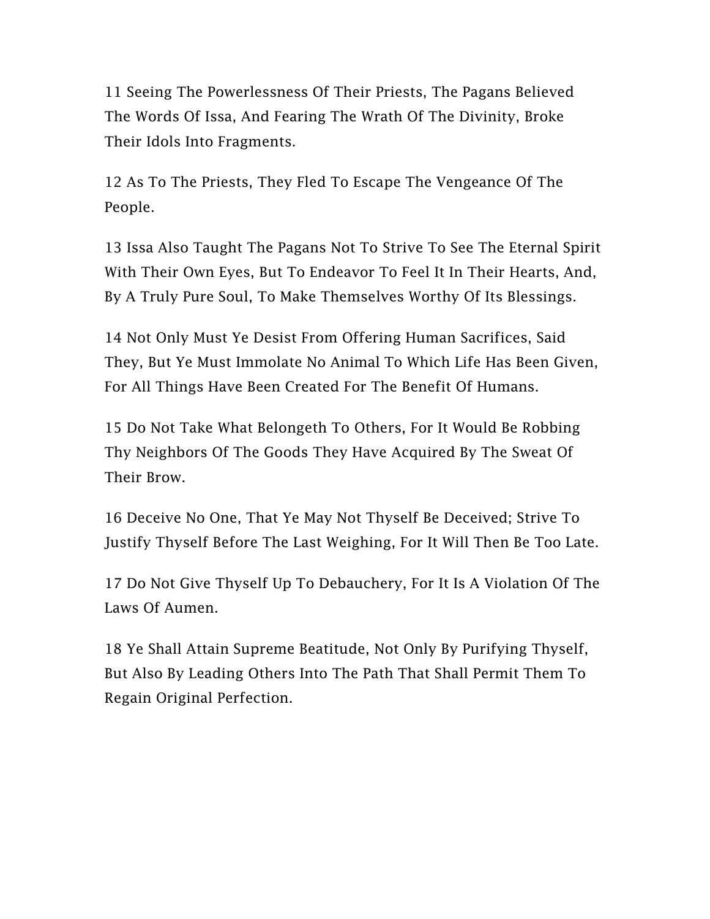11 Seeing The Powerlessness Of Their Priests, The Pagans Believed The Words Of Issa, And Fearing The Wrath Of The Divinity, Broke Their Idols Into Fragments.

12 As To The Priests, They Fled To Escape The Vengeance Of The People.

13 Issa Also Taught The Pagans Not To Strive To See The Eternal Spirit With Their Own Eyes, But To Endeavor To Feel It In Their Hearts, And, By A Truly Pure Soul, To Make Themselves Worthy Of Its Blessings.

14 Not Only Must Ye Desist From Offering Human Sacrifices, Said They, But Ye Must Immolate No Animal To Which Life Has Been Given, For All Things Have Been Created For The Benefit Of Humans.

15 Do Not Take What Belongeth To Others, For It Would Be Robbing Thy Neighbors Of The Goods They Have Acquired By The Sweat Of Their Brow.

16 Deceive No One, That Ye May Not Thyself Be Deceived; Strive To Justify Thyself Before The Last Weighing, For It Will Then Be Too Late.

17 Do Not Give Thyself Up To Debauchery, For It Is A Violation Of The Laws Of Aumen.

18 Ye Shall Attain Supreme Beatitude, Not Only By Purifying Thyself, But Also By Leading Others Into The Path That Shall Permit Them To Regain Original Perfection.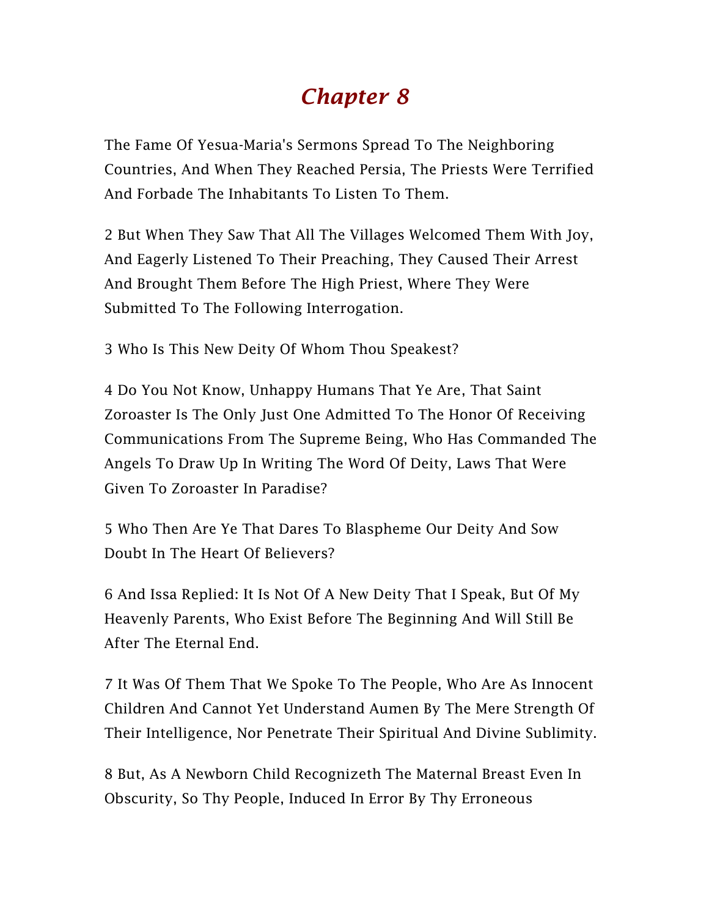# *Chapter 8*

The Fame Of Yesua-Maria's Sermons Spread To The Neighboring Countries, And When They Reached Persia, The Priests Were Terrified And Forbade The Inhabitants To Listen To Them.

2 But When They Saw That All The Villages Welcomed Them With Joy, And Eagerly Listened To Their Preaching, They Caused Their Arrest And Brought Them Before The High Priest, Where They Were Submitted To The Following Interrogation.

3 Who Is This New Deity Of Whom Thou Speakest?

4 Do You Not Know, Unhappy Humans That Ye Are, That Saint Zoroaster Is The Only Just One Admitted To The Honor Of Receiving Communications From The Supreme Being, Who Has Commanded The Angels To Draw Up In Writing The Word Of Deity, Laws That Were Given To Zoroaster In Paradise?

5 Who Then Are Ye That Dares To Blaspheme Our Deity And Sow Doubt In The Heart Of Believers?

6 And Issa Replied: It Is Not Of A New Deity That I Speak, But Of My Heavenly Parents, Who Exist Before The Beginning And Will Still Be After The Eternal End.

7 It Was Of Them That We Spoke To The People, Who Are As Innocent Children And Cannot Yet Understand Aumen By The Mere Strength Of Their Intelligence, Nor Penetrate Their Spiritual And Divine Sublimity.

8 But, As A Newborn Child Recognizeth The Maternal Breast Even In Obscurity, So Thy People, Induced In Error By Thy Erroneous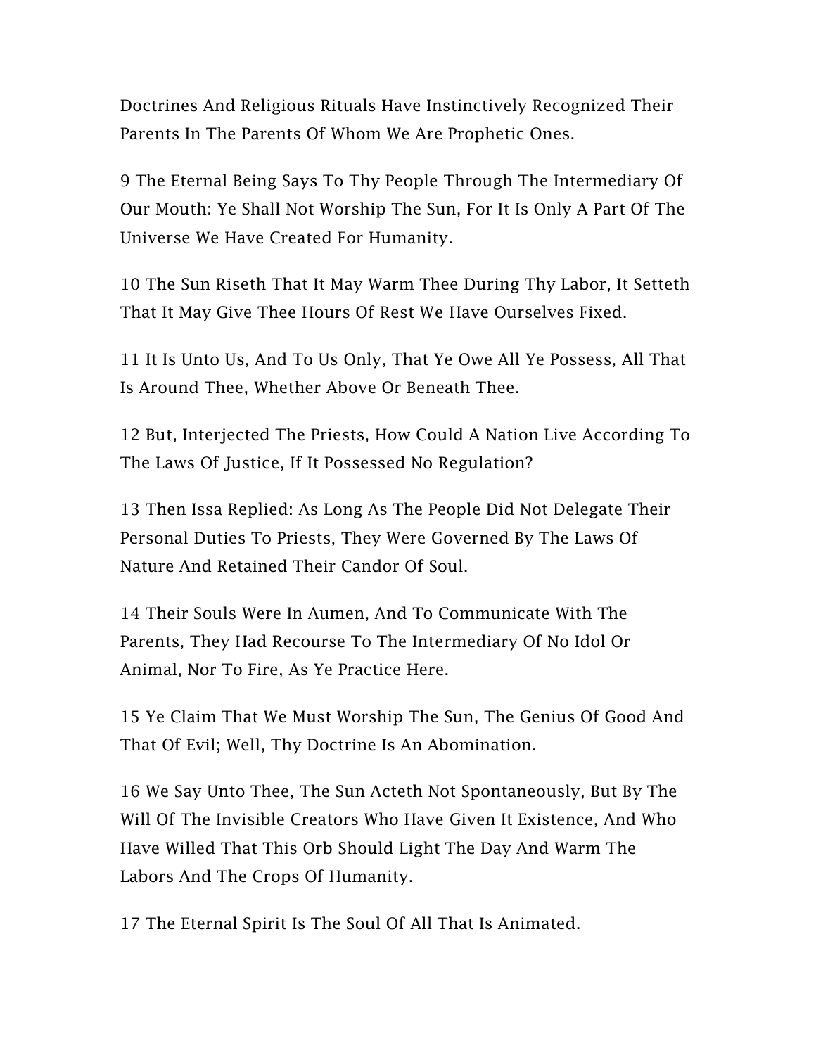Doctrines And Religious Rituals Have Instinctively Recognized Their Parents In The Parents Of Whom We Are Prophetic Ones.

9 The Eternal Being Says To Thy People Through The Intermediary Of Our Mouth: Ye Shall Not Worship The Sun, For It Is Only A Part Of The Universe We Have Created For Humanity.

10 The Sun Riseth That It May Warm Thee During Thy Labor, It Setteth That It May Give Thee Hours Of Rest We Have Ourselves Fixed.

11 It Is Unto Us, And To Us Only, That Ye Owe All Ye Possess, All That Is Around Thee, Whether Above Or Beneath Thee.

12 But, Interjected The Priests, How Could A Nation Live According To The Laws Of Justice, If It Possessed No Regulation?

13 Then Issa Replied: As Long As The People Did Not Delegate Their Personal Duties To Priests, They Were Governed By The Laws Of Nature And Retained Their Candor Of Soul.

14 Their Souls Were In Aumen, And To Communicate With The Parents, They Had Recourse To The Intermediary Of No Idol Or Animal, Nor To Fire, As Ye Practice Here.

15 Ye Claim That We Must Worship The Sun, The Genius Of Good And That Of Evil; Well, Thy Doctrine Is An Abomination.

16 We Say Unto Thee, The Sun Acteth Not Spontaneously, But By The Will Of The Invisible Creators Who Have Given It Existence, And Who Have Willed That This Orb Should Light The Day And Warm The Labors And The Crops Of Humanity.

17 The Eternal Spirit Is The Soul Of All That Is Animated.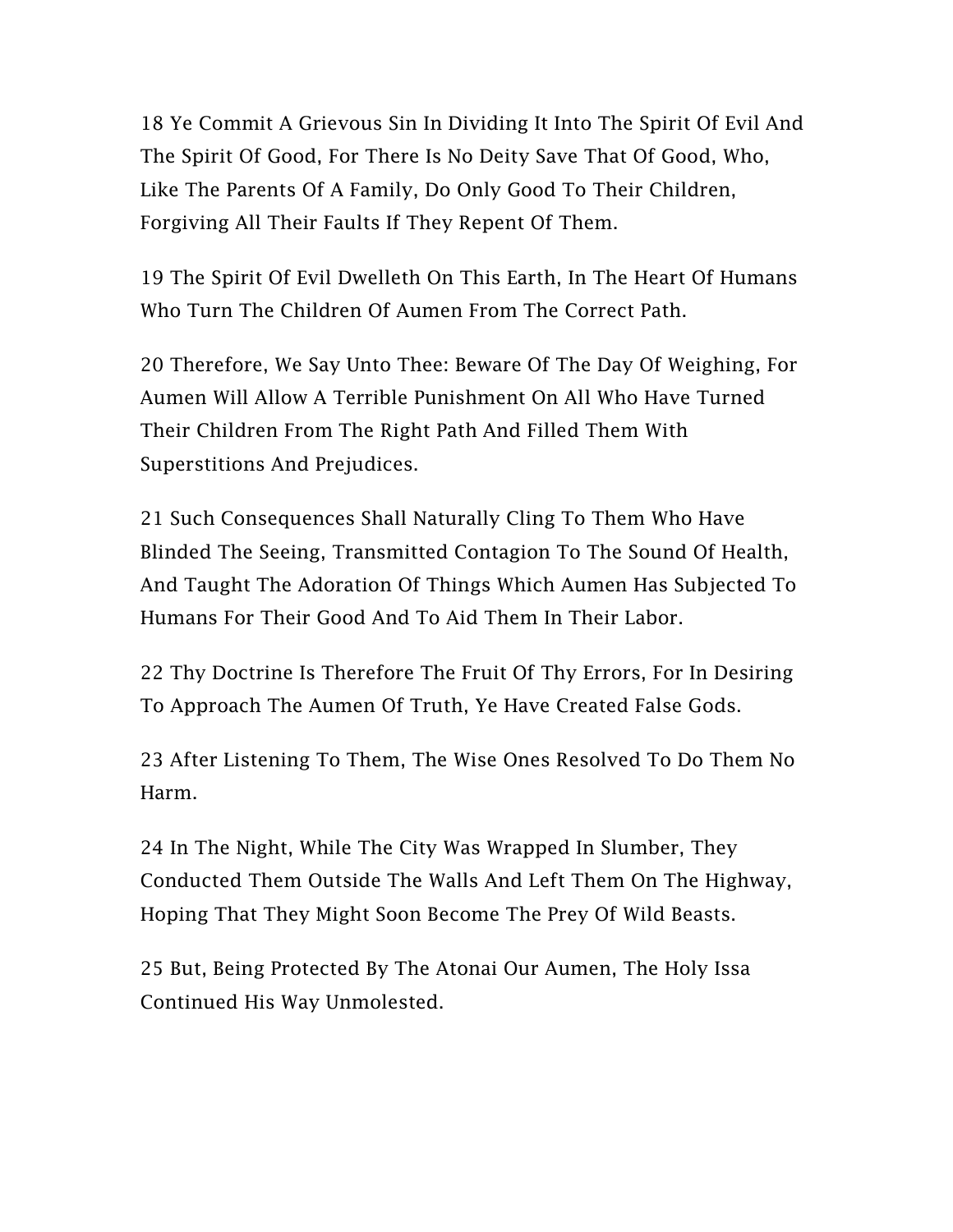18 Ye Commit A Grievous Sin In Dividing It Into The Spirit Of Evil And The Spirit Of Good, For There Is No Deity Save That Of Good, Who, Like The Parents Of A Family, Do Only Good To Their Children, Forgiving All Their Faults If They Repent Of Them.

19 The Spirit Of Evil Dwelleth On This Earth, In The Heart Of Humans Who Turn The Children Of Aumen From The Correct Path.

20 Therefore, We Say Unto Thee: Beware Of The Day Of Weighing, For Aumen Will Allow A Terrible Punishment On All Who Have Turned Their Children From The Right Path And Filled Them With Superstitions And Prejudices.

21 Such Consequences Shall Naturally Cling To Them Who Have Blinded The Seeing, Transmitted Contagion To The Sound Of Health, And Taught The Adoration Of Things Which Aumen Has Subjected To Humans For Their Good And To Aid Them In Their Labor.

22 Thy Doctrine Is Therefore The Fruit Of Thy Errors, For In Desiring To Approach The Aumen Of Truth, Ye Have Created False Gods.

23 After Listening To Them, The Wise Ones Resolved To Do Them No Harm.

24 In The Night, While The City Was Wrapped In Slumber, They Conducted Them Outside The Walls And Left Them On The Highway, Hoping That They Might Soon Become The Prey Of Wild Beasts.

25 But, Being Protected By The Atonai Our Aumen, The Holy Issa Continued His Way Unmolested.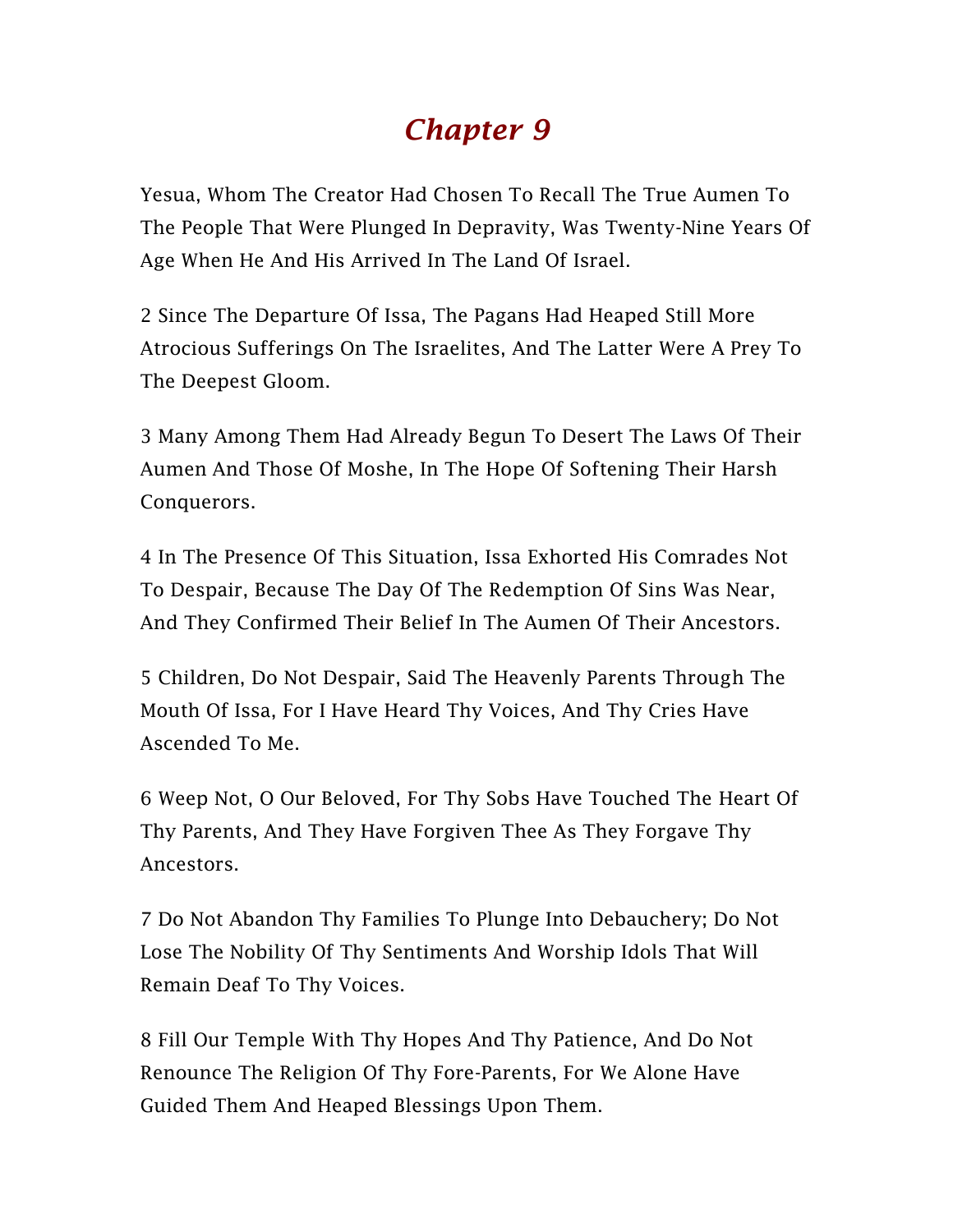# *Chapter 9*

Yesua, Whom The Creator Had Chosen To Recall The True Aumen To The People That Were Plunged In Depravity, Was Twenty-Nine Years Of Age When He And His Arrived In The Land Of Israel.

2 Since The Departure Of Issa, The Pagans Had Heaped Still More Atrocious Sufferings On The Israelites, And The Latter Were A Prey To The Deepest Gloom.

3 Many Among Them Had Already Begun To Desert The Laws Of Their Aumen And Those Of Moshe, In The Hope Of Softening Their Harsh Conquerors.

4 In The Presence Of This Situation, Issa Exhorted His Comrades Not To Despair, Because The Day Of The Redemption Of Sins Was Near, And They Confirmed Their Belief In The Aumen Of Their Ancestors.

5 Children, Do Not Despair, Said The Heavenly Parents Through The Mouth Of Issa, For I Have Heard Thy Voices, And Thy Cries Have Ascended To Me.

6 Weep Not, O Our Beloved, For Thy Sobs Have Touched The Heart Of Thy Parents, And They Have Forgiven Thee As They Forgave Thy Ancestors.

7 Do Not Abandon Thy Families To Plunge Into Debauchery; Do Not Lose The Nobility Of Thy Sentiments And Worship Idols That Will Remain Deaf To Thy Voices.

8 Fill Our Temple With Thy Hopes And Thy Patience, And Do Not Renounce The Religion Of Thy Fore-Parents, For We Alone Have Guided Them And Heaped Blessings Upon Them.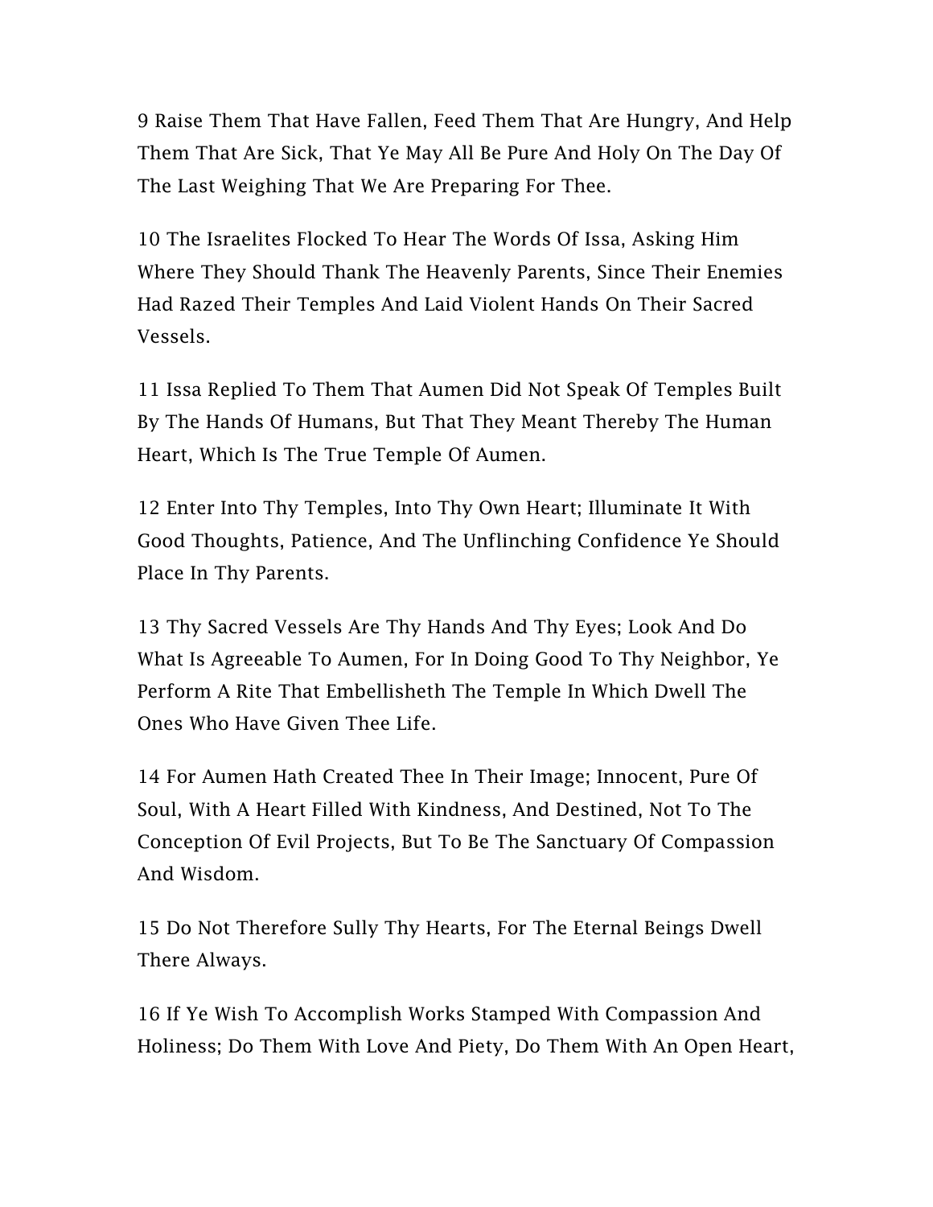9 Raise Them That Have Fallen, Feed Them That Are Hungry, And Help Them That Are Sick, That Ye May All Be Pure And Holy On The Day Of The Last Weighing That We Are Preparing For Thee.

10 The Israelites Flocked To Hear The Words Of Issa, Asking Him Where They Should Thank The Heavenly Parents, Since Their Enemies Had Razed Their Temples And Laid Violent Hands On Their Sacred Vessels.

11 Issa Replied To Them That Aumen Did Not Speak Of Temples Built By The Hands Of Humans, But That They Meant Thereby The Human Heart, Which Is The True Temple Of Aumen.

12 Enter Into Thy Temples, Into Thy Own Heart; Illuminate It With Good Thoughts, Patience, And The Unflinching Confidence Ye Should Place In Thy Parents.

13 Thy Sacred Vessels Are Thy Hands And Thy Eyes; Look And Do What Is Agreeable To Aumen, For In Doing Good To Thy Neighbor, Ye Perform A Rite That Embellisheth The Temple In Which Dwell The Ones Who Have Given Thee Life.

14 For Aumen Hath Created Thee In Their Image; Innocent, Pure Of Soul, With A Heart Filled With Kindness, And Destined, Not To The Conception Of Evil Projects, But To Be The Sanctuary Of Compassion And Wisdom.

15 Do Not Therefore Sully Thy Hearts, For The Eternal Beings Dwell There Always.

16 If Ye Wish To Accomplish Works Stamped With Compassion And Holiness; Do Them With Love And Piety, Do Them With An Open Heart,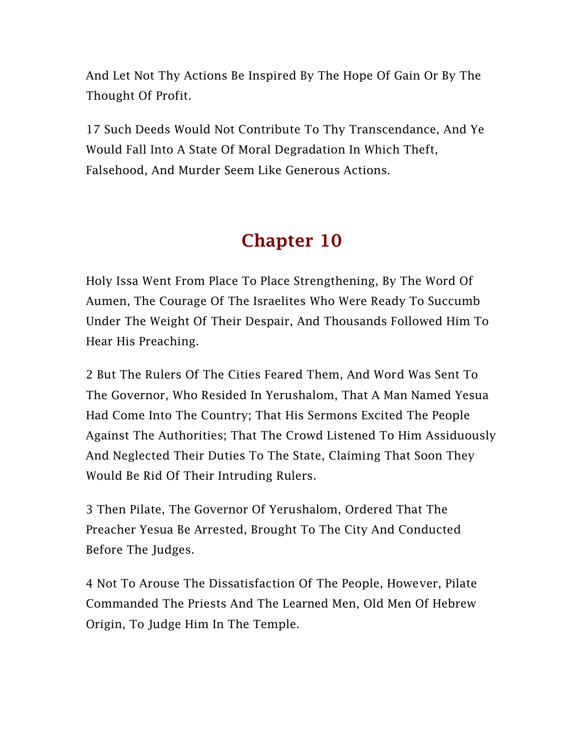And Let Not Thy Actions Be Inspired By The Hope Of Gain Or By The Thought Of Profit.

17 Such Deeds Would Not Contribute To Thy Transcendance, And Ye Would Fall Into A State Of Moral Degradation In Which Theft, Falsehood, And Murder Seem Like Generous Actions.

## Chapter 10

Holy Issa Went From Place To Place Strengthening, By The Word Of Aumen, The Courage Of The Israelites Who Were Ready To Succumb Under The Weight Of Their Despair, And Thousands Followed Him To Hear His Preaching.

2 But The Rulers Of The Cities Feared Them, And Word Was Sent To The Governor, Who Resided In Yerushalom, That A Man Named Yesua Had Come Into The Country; That His Sermons Excited The People Against The Authorities; That The Crowd Listened To Him Assiduously And Neglected Their Duties To The State, Claiming That Soon They Would Be Rid Of Their Intruding Rulers.

3 Then Pilate, The Governor Of Yerushalom, Ordered That The Preacher Yesua Be Arrested, Brought To The City And Conducted Before The Judges.

4 Not To Arouse The Dissatisfaction Of The People, However, Pilate Commanded The Priests And The Learned Men, Old Men Of Hebrew Origin, To Judge Him In The Temple.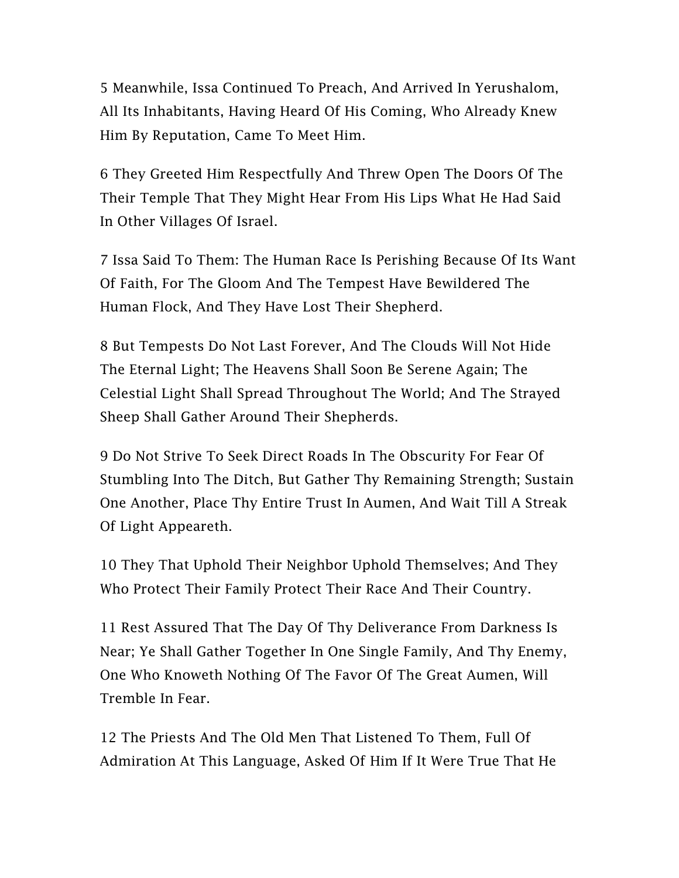5 Meanwhile, Issa Continued To Preach, And Arrived In Yerushalom, All Its Inhabitants, Having Heard Of His Coming, Who Already Knew Him By Reputation, Came To Meet Him.

6 They Greeted Him Respectfully And Threw Open The Doors Of The Their Temple That They Might Hear From His Lips What He Had Said In Other Villages Of Israel.

7 Issa Said To Them: The Human Race Is Perishing Because Of Its Want Of Faith, For The Gloom And The Tempest Have Bewildered The Human Flock, And They Have Lost Their Shepherd.

8 But Tempests Do Not Last Forever, And The Clouds Will Not Hide The Eternal Light; The Heavens Shall Soon Be Serene Again; The Celestial Light Shall Spread Throughout The World; And The Strayed Sheep Shall Gather Around Their Shepherds.

9 Do Not Strive To Seek Direct Roads In The Obscurity For Fear Of Stumbling Into The Ditch, But Gather Thy Remaining Strength; Sustain One Another, Place Thy Entire Trust In Aumen, And Wait Till A Streak Of Light Appeareth.

10 They That Uphold Their Neighbor Uphold Themselves; And They Who Protect Their Family Protect Their Race And Their Country.

11 Rest Assured That The Day Of Thy Deliverance From Darkness Is Near; Ye Shall Gather Together In One Single Family, And Thy Enemy, One Who Knoweth Nothing Of The Favor Of The Great Aumen, Will Tremble In Fear.

12 The Priests And The Old Men That Listened To Them, Full Of Admiration At This Language, Asked Of Him If It Were True That He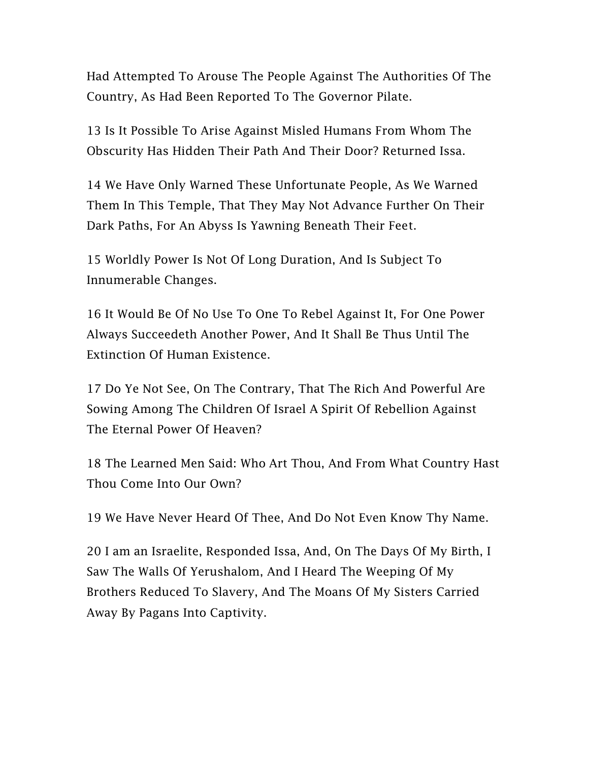Had Attempted To Arouse The People Against The Authorities Of The Country, As Had Been Reported To The Governor Pilate.

13 Is It Possible To Arise Against Misled Humans From Whom The Obscurity Has Hidden Their Path And Their Door? Returned Issa.

14 We Have Only Warned These Unfortunate People, As We Warned Them In This Temple, That They May Not Advance Further On Their Dark Paths, For An Abyss Is Yawning Beneath Their Feet.

15 Worldly Power Is Not Of Long Duration, And Is Subject To Innumerable Changes.

16 It Would Be Of No Use To One To Rebel Against It, For One Power Always Succeedeth Another Power, And It Shall Be Thus Until The Extinction Of Human Existence.

17 Do Ye Not See, On The Contrary, That The Rich And Powerful Are Sowing Among The Children Of Israel A Spirit Of Rebellion Against The Eternal Power Of Heaven?

18 The Learned Men Said: Who Art Thou, And From What Country Hast Thou Come Into Our Own?

19 We Have Never Heard Of Thee, And Do Not Even Know Thy Name.

20 I am an Israelite, Responded Issa, And, On The Days Of My Birth, I Saw The Walls Of Yerushalom, And I Heard The Weeping Of My Brothers Reduced To Slavery, And The Moans Of My Sisters Carried Away By Pagans Into Captivity.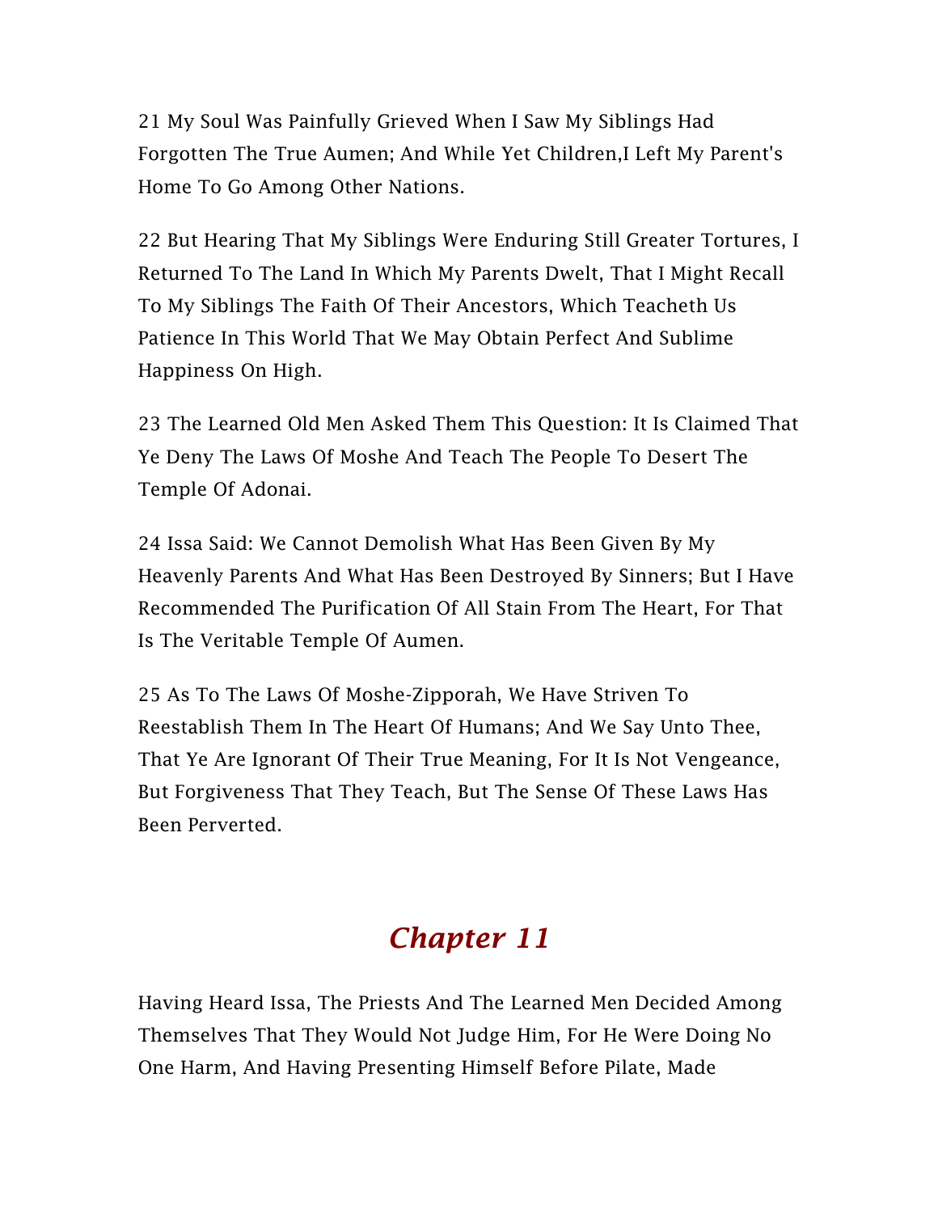21 My Soul Was Painfully Grieved When I Saw My Siblings Had Forgotten The True Aumen; And While Yet Children,I Left My Parent's Home To Go Among Other Nations.

22 But Hearing That My Siblings Were Enduring Still Greater Tortures, I Returned To The Land In Which My Parents Dwelt, That I Might Recall To My Siblings The Faith Of Their Ancestors, Which Teacheth Us Patience In This World That We May Obtain Perfect And Sublime Happiness On High.

23 The Learned Old Men Asked Them This Question: It Is Claimed That Ye Deny The Laws Of Moshe And Teach The People To Desert The Temple Of Adonai.

24 Issa Said: We Cannot Demolish What Has Been Given By My Heavenly Parents And What Has Been Destroyed By Sinners; But I Have Recommended The Purification Of All Stain From The Heart, For That Is The Veritable Temple Of Aumen.

25 As To The Laws Of Moshe-Zipporah, We Have Striven To Reestablish Them In The Heart Of Humans; And We Say Unto Thee, That Ye Are Ignorant Of Their True Meaning, For It Is Not Vengeance, But Forgiveness That They Teach, But The Sense Of These Laws Has Been Perverted.

## *Chapter 11*

Having Heard Issa, The Priests And The Learned Men Decided Among Themselves That They Would Not Judge Him, For He Were Doing No One Harm, And Having Presenting Himself Before Pilate, Made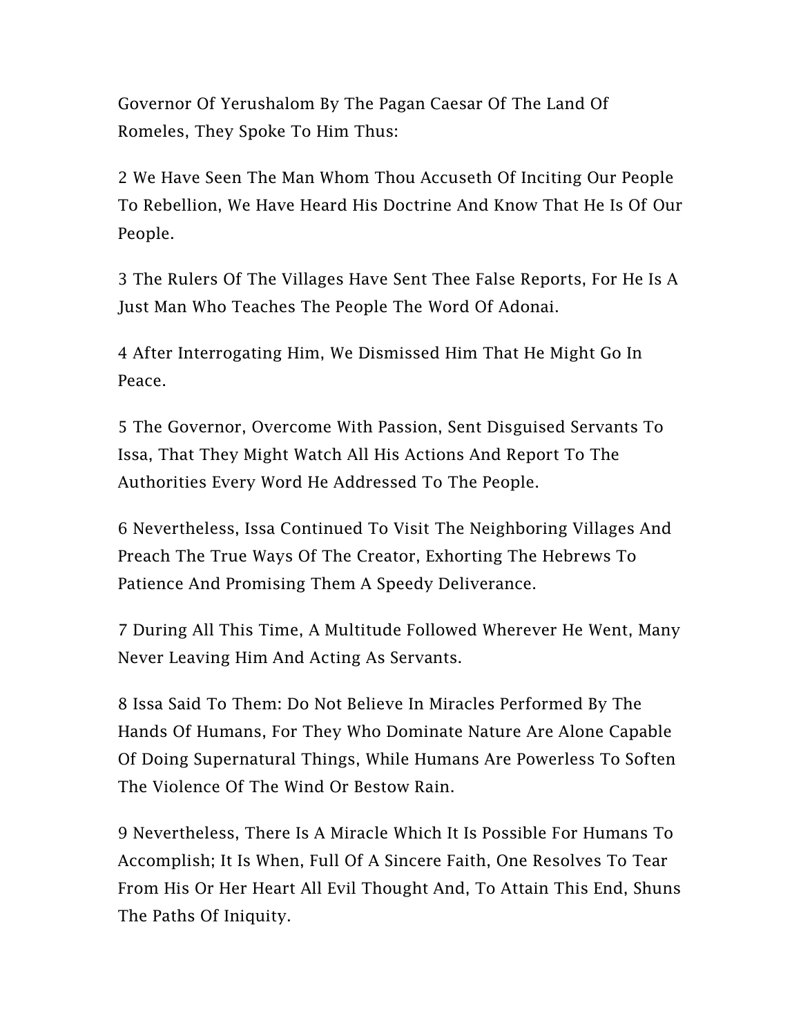Governor Of Yerushalom By The Pagan Caesar Of The Land Of Romeles, They Spoke To Him Thus:

2 We Have Seen The Man Whom Thou Accuseth Of Inciting Our People To Rebellion, We Have Heard His Doctrine And Know That He Is Of Our People.

3 The Rulers Of The Villages Have Sent Thee False Reports, For He Is A Just Man Who Teaches The People The Word Of Adonai.

4 After Interrogating Him, We Dismissed Him That He Might Go In Peace.

5 The Governor, Overcome With Passion, Sent Disguised Servants To Issa, That They Might Watch All His Actions And Report To The Authorities Every Word He Addressed To The People.

6 Nevertheless, Issa Continued To Visit The Neighboring Villages And Preach The True Ways Of The Creator, Exhorting The Hebrews To Patience And Promising Them A Speedy Deliverance.

7 During All This Time, A Multitude Followed Wherever He Went, Many Never Leaving Him And Acting As Servants.

8 Issa Said To Them: Do Not Believe In Miracles Performed By The Hands Of Humans, For They Who Dominate Nature Are Alone Capable Of Doing Supernatural Things, While Humans Are Powerless To Soften The Violence Of The Wind Or Bestow Rain.

9 Nevertheless, There Is A Miracle Which It Is Possible For Humans To Accomplish; It Is When, Full Of A Sincere Faith, One Resolves To Tear From His Or Her Heart All Evil Thought And, To Attain This End, Shuns The Paths Of Iniquity.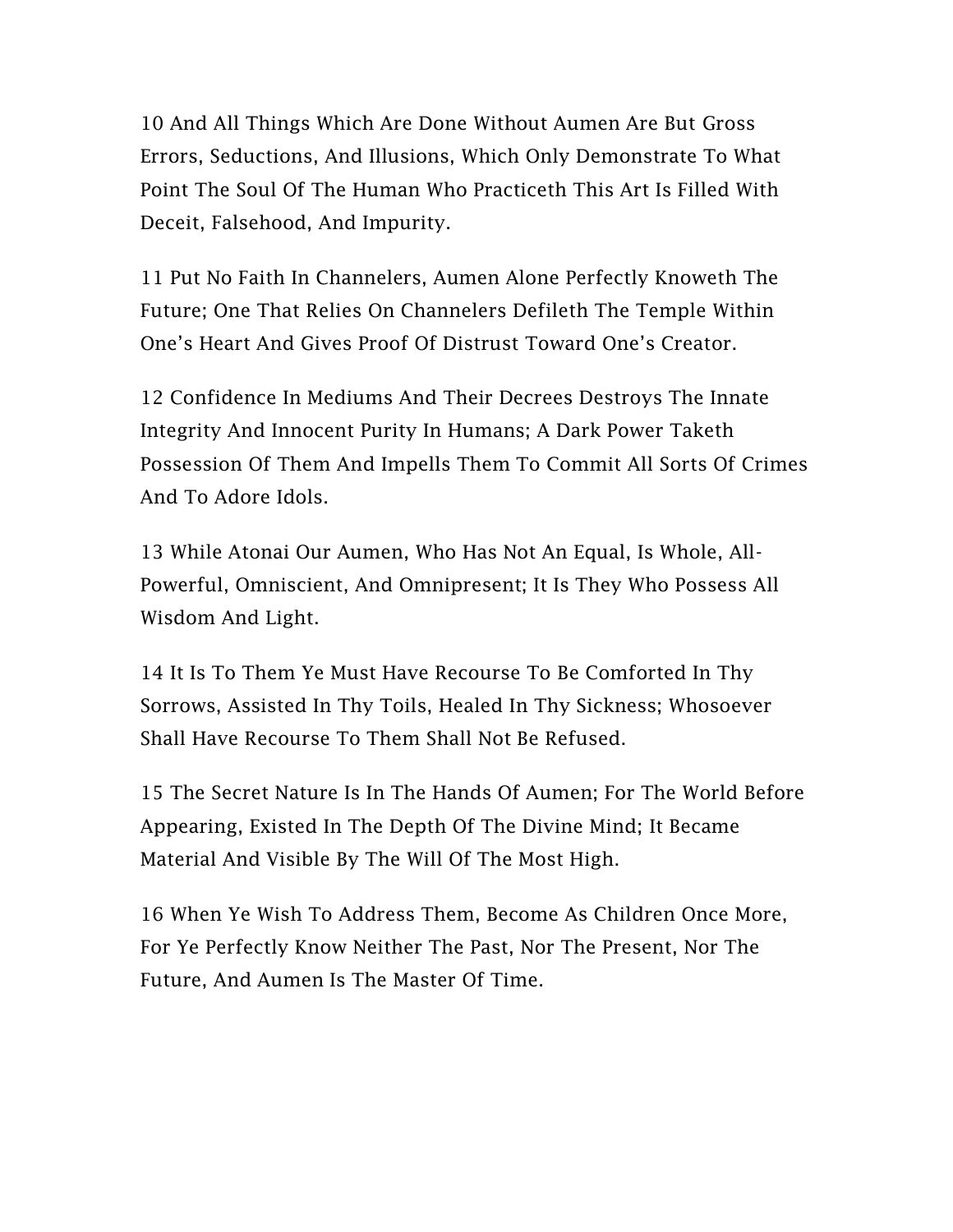10 And All Things Which Are Done Without Aumen Are But Gross Errors, Seductions, And Illusions, Which Only Demonstrate To What Point The Soul Of The Human Who Practiceth This Art Is Filled With Deceit, Falsehood, And Impurity.

11 Put No Faith In Channelers, Aumen Alone Perfectly Knoweth The Future; One That Relies On Channelers Defileth The Temple Within One's Heart And Gives Proof Of Distrust Toward One's Creator.

12 Confidence In Mediums And Their Decrees Destroys The Innate Integrity And Innocent Purity In Humans; A Dark Power Taketh Possession Of Them And Impells Them To Commit All Sorts Of Crimes And To Adore Idols.

13 While Atonai Our Aumen, Who Has Not An Equal, Is Whole, All-Powerful, Omniscient, And Omnipresent; It Is They Who Possess All Wisdom And Light.

14 It Is To Them Ye Must Have Recourse To Be Comforted In Thy Sorrows, Assisted In Thy Toils, Healed In Thy Sickness; Whosoever Shall Have Recourse To Them Shall Not Be Refused.

15 The Secret Nature Is In The Hands Of Aumen; For The World Before Appearing, Existed In The Depth Of The Divine Mind; It Became Material And Visible By The Will Of The Most High.

16 When Ye Wish To Address Them, Become As Children Once More, For Ye Perfectly Know Neither The Past, Nor The Present, Nor The Future, And Aumen Is The Master Of Time.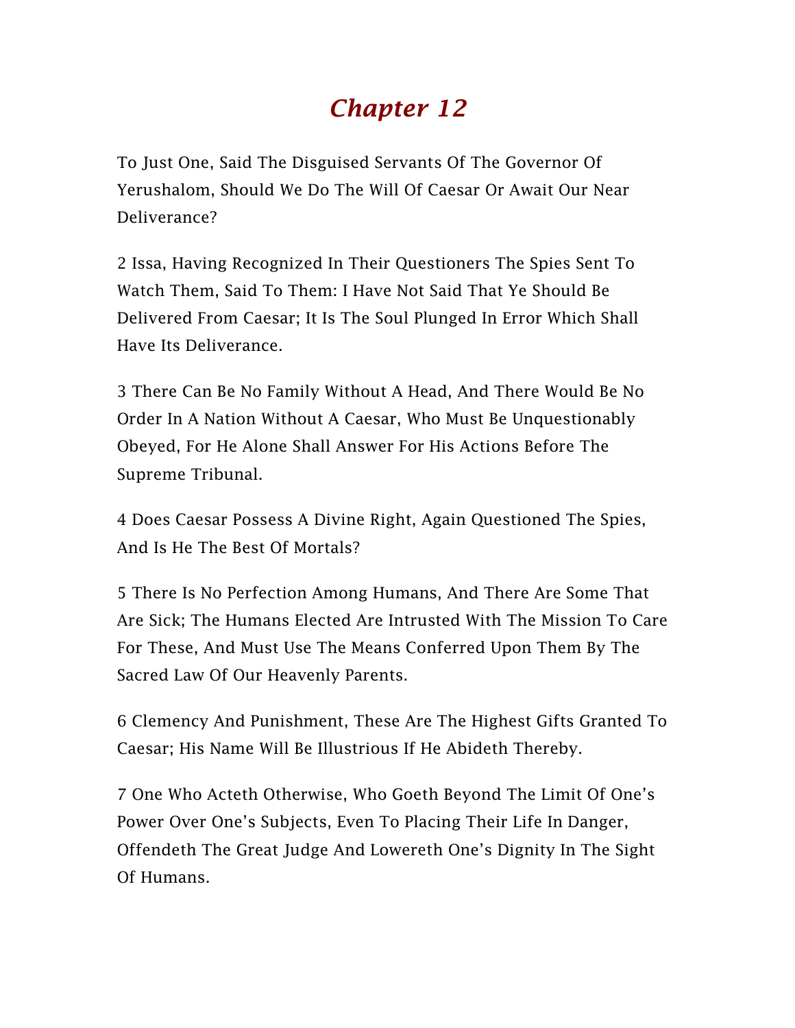# *Chapter 12*

To Just One, Said The Disguised Servants Of The Governor Of Yerushalom, Should We Do The Will Of Caesar Or Await Our Near Deliverance?

2 Issa, Having Recognized In Their Questioners The Spies Sent To Watch Them, Said To Them: I Have Not Said That Ye Should Be Delivered From Caesar; It Is The Soul Plunged In Error Which Shall Have Its Deliverance.

3 There Can Be No Family Without A Head, And There Would Be No Order In A Nation Without A Caesar, Who Must Be Unquestionably Obeyed, For He Alone Shall Answer For His Actions Before The Supreme Tribunal.

4 Does Caesar Possess A Divine Right, Again Questioned The Spies, And Is He The Best Of Mortals?

5 There Is No Perfection Among Humans, And There Are Some That Are Sick; The Humans Elected Are Intrusted With The Mission To Care For These, And Must Use The Means Conferred Upon Them By The Sacred Law Of Our Heavenly Parents.

6 Clemency And Punishment, These Are The Highest Gifts Granted To Caesar; His Name Will Be Illustrious If He Abideth Thereby.

7 One Who Acteth Otherwise, Who Goeth Beyond The Limit Of One's Power Over One's Subjects, Even To Placing Their Life In Danger, Offendeth The Great Judge And Lowereth One's Dignity In The Sight Of Humans.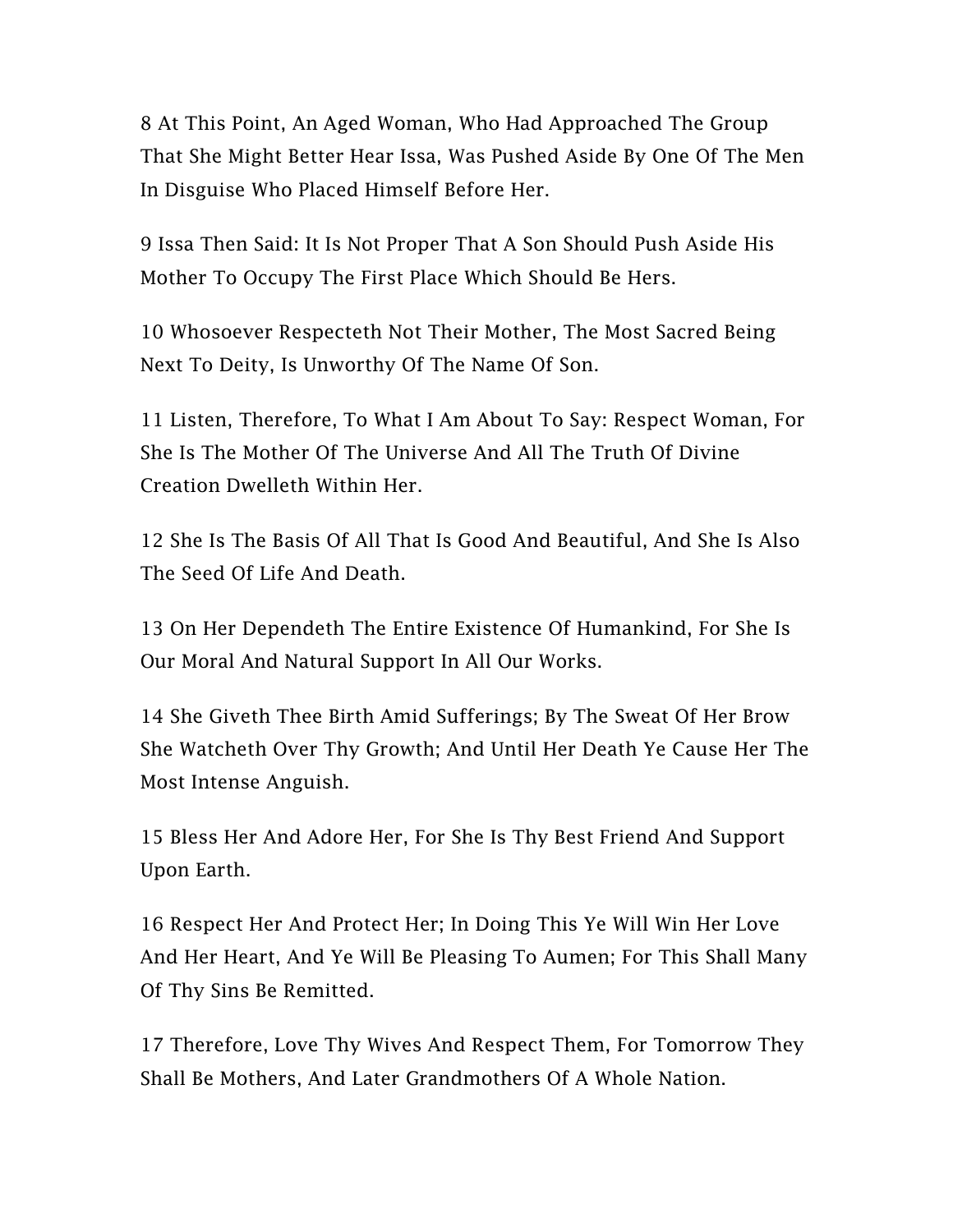8 At This Point, An Aged Woman, Who Had Approached The Group That She Might Better Hear Issa, Was Pushed Aside By One Of The Men In Disguise Who Placed Himself Before Her.

9 Issa Then Said: It Is Not Proper That A Son Should Push Aside His Mother To Occupy The First Place Which Should Be Hers.

10 Whosoever Respecteth Not Their Mother, The Most Sacred Being Next To Deity, Is Unworthy Of The Name Of Son.

11 Listen, Therefore, To What I Am About To Say: Respect Woman, For She Is The Mother Of The Universe And All The Truth Of Divine Creation Dwelleth Within Her.

12 She Is The Basis Of All That Is Good And Beautiful, And She Is Also The Seed Of Life And Death.

13 On Her Dependeth The Entire Existence Of Humankind, For She Is Our Moral And Natural Support In All Our Works.

14 She Giveth Thee Birth Amid Sufferings; By The Sweat Of Her Brow She Watcheth Over Thy Growth; And Until Her Death Ye Cause Her The Most Intense Anguish.

15 Bless Her And Adore Her, For She Is Thy Best Friend And Support Upon Earth.

16 Respect Her And Protect Her; In Doing This Ye Will Win Her Love And Her Heart, And Ye Will Be Pleasing To Aumen; For This Shall Many Of Thy Sins Be Remitted.

17 Therefore, Love Thy Wives And Respect Them, For Tomorrow They Shall Be Mothers, And Later Grandmothers Of A Whole Nation.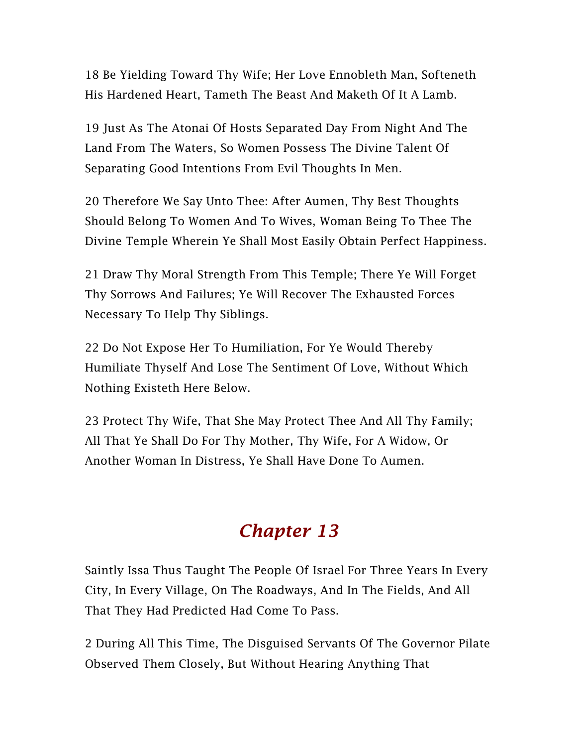18 Be Yielding Toward Thy Wife; Her Love Ennobleth Man, Softeneth His Hardened Heart, Tameth The Beast And Maketh Of It A Lamb.

19 Just As The Atonai Of Hosts Separated Day From Night And The Land From The Waters, So Women Possess The Divine Talent Of Separating Good Intentions From Evil Thoughts In Men.

20 Therefore We Say Unto Thee: After Aumen, Thy Best Thoughts Should Belong To Women And To Wives, Woman Being To Thee The Divine Temple Wherein Ye Shall Most Easily Obtain Perfect Happiness.

21 Draw Thy Moral Strength From This Temple; There Ye Will Forget Thy Sorrows And Failures; Ye Will Recover The Exhausted Forces Necessary To Help Thy Siblings.

22 Do Not Expose Her To Humiliation, For Ye Would Thereby Humiliate Thyself And Lose The Sentiment Of Love, Without Which Nothing Existeth Here Below.

23 Protect Thy Wife, That She May Protect Thee And All Thy Family; All That Ye Shall Do For Thy Mother, Thy Wife, For A Widow, Or Another Woman In Distress, Ye Shall Have Done To Aumen.

## *Chapter 13*

Saintly Issa Thus Taught The People Of Israel For Three Years In Every City, In Every Village, On The Roadways, And In The Fields, And All That They Had Predicted Had Come To Pass.

2 During All This Time, The Disguised Servants Of The Governor Pilate Observed Them Closely, But Without Hearing Anything That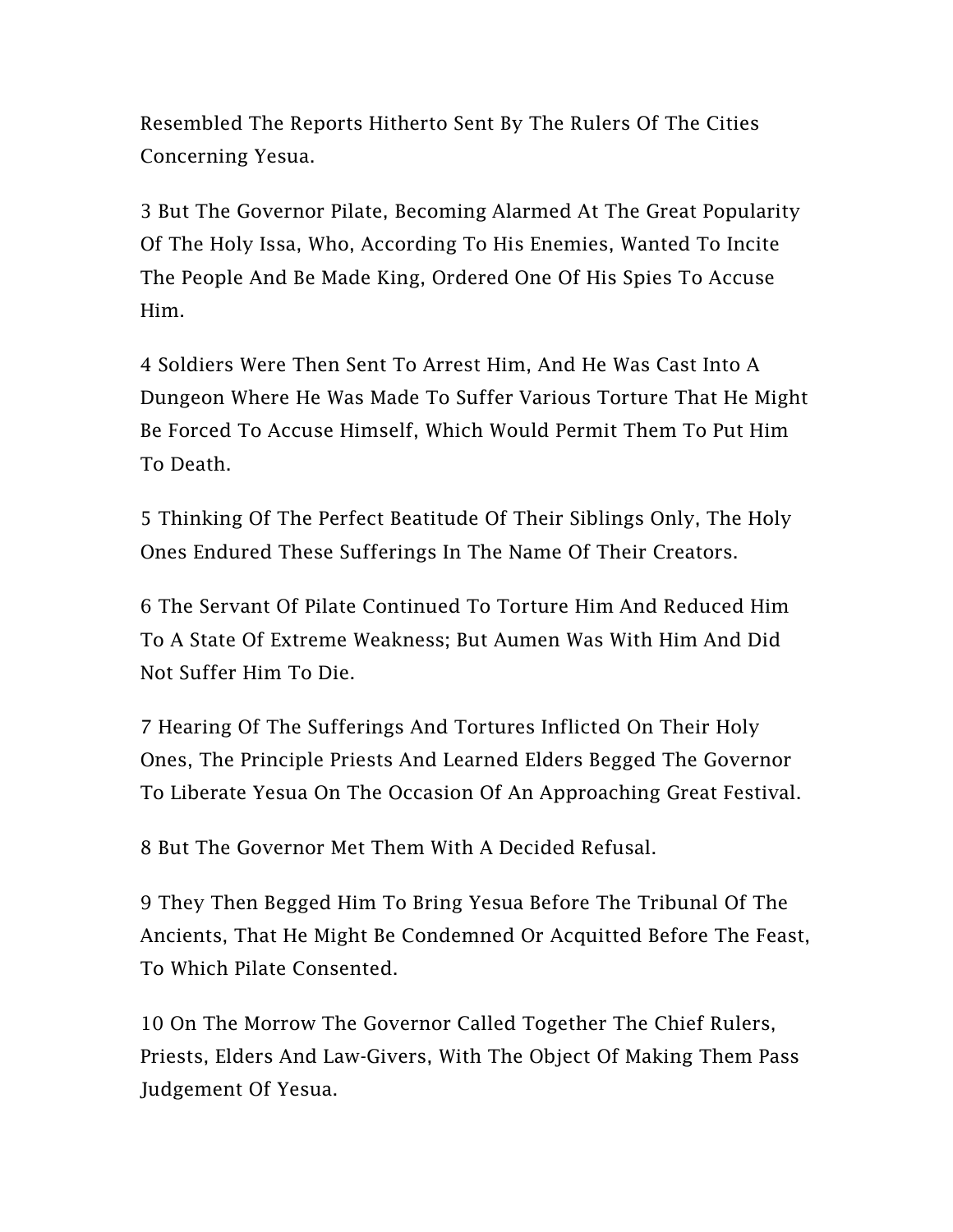Resembled The Reports Hitherto Sent By The Rulers Of The Cities Concerning Yesua.

3 But The Governor Pilate, Becoming Alarmed At The Great Popularity Of The Holy Issa, Who, According To His Enemies, Wanted To Incite The People And Be Made King, Ordered One Of His Spies To Accuse Him.

4 Soldiers Were Then Sent To Arrest Him, And He Was Cast Into A Dungeon Where He Was Made To Suffer Various Torture That He Might Be Forced To Accuse Himself, Which Would Permit Them To Put Him To Death.

5 Thinking Of The Perfect Beatitude Of Their Siblings Only, The Holy Ones Endured These Sufferings In The Name Of Their Creators.

6 The Servant Of Pilate Continued To Torture Him And Reduced Him To A State Of Extreme Weakness; But Aumen Was With Him And Did Not Suffer Him To Die.

7 Hearing Of The Sufferings And Tortures Inflicted On Their Holy Ones, The Principle Priests And Learned Elders Begged The Governor To Liberate Yesua On The Occasion Of An Approaching Great Festival.

8 But The Governor Met Them With A Decided Refusal.

9 They Then Begged Him To Bring Yesua Before The Tribunal Of The Ancients, That He Might Be Condemned Or Acquitted Before The Feast, To Which Pilate Consented.

10 On The Morrow The Governor Called Together The Chief Rulers, Priests, Elders And Law-Givers, With The Object Of Making Them Pass Judgement Of Yesua.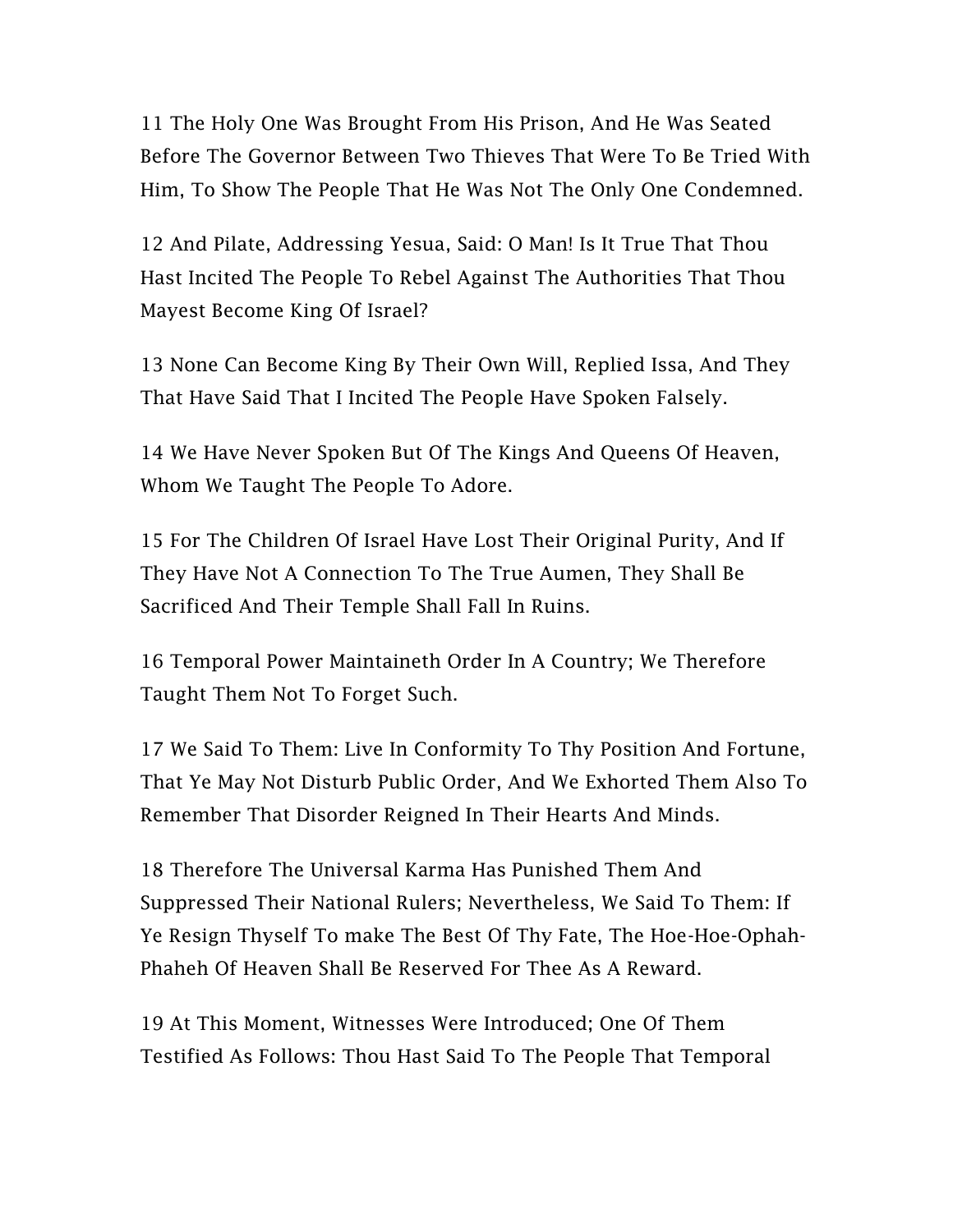11 The Holy One Was Brought From His Prison, And He Was Seated Before The Governor Between Two Thieves That Were To Be Tried With Him, To Show The People That He Was Not The Only One Condemned.

12 And Pilate, Addressing Yesua, Said: O Man! Is It True That Thou Hast Incited The People To Rebel Against The Authorities That Thou Mayest Become King Of Israel?

13 None Can Become King By Their Own Will, Replied Issa, And They That Have Said That I Incited The People Have Spoken Falsely.

14 We Have Never Spoken But Of The Kings And Queens Of Heaven, Whom We Taught The People To Adore.

15 For The Children Of Israel Have Lost Their Original Purity, And If They Have Not A Connection To The True Aumen, They Shall Be Sacrificed And Their Temple Shall Fall In Ruins.

16 Temporal Power Maintaineth Order In A Country; We Therefore Taught Them Not To Forget Such.

17 We Said To Them: Live In Conformity To Thy Position And Fortune, That Ye May Not Disturb Public Order, And We Exhorted Them Also To Remember That Disorder Reigned In Their Hearts And Minds.

18 Therefore The Universal Karma Has Punished Them And Suppressed Their National Rulers; Nevertheless, We Said To Them: If Ye Resign Thyself To make The Best Of Thy Fate, The Hoe-Hoe-Ophah-Phaheh Of Heaven Shall Be Reserved For Thee As A Reward.

19 At This Moment, Witnesses Were Introduced; One Of Them Testified As Follows: Thou Hast Said To The People That Temporal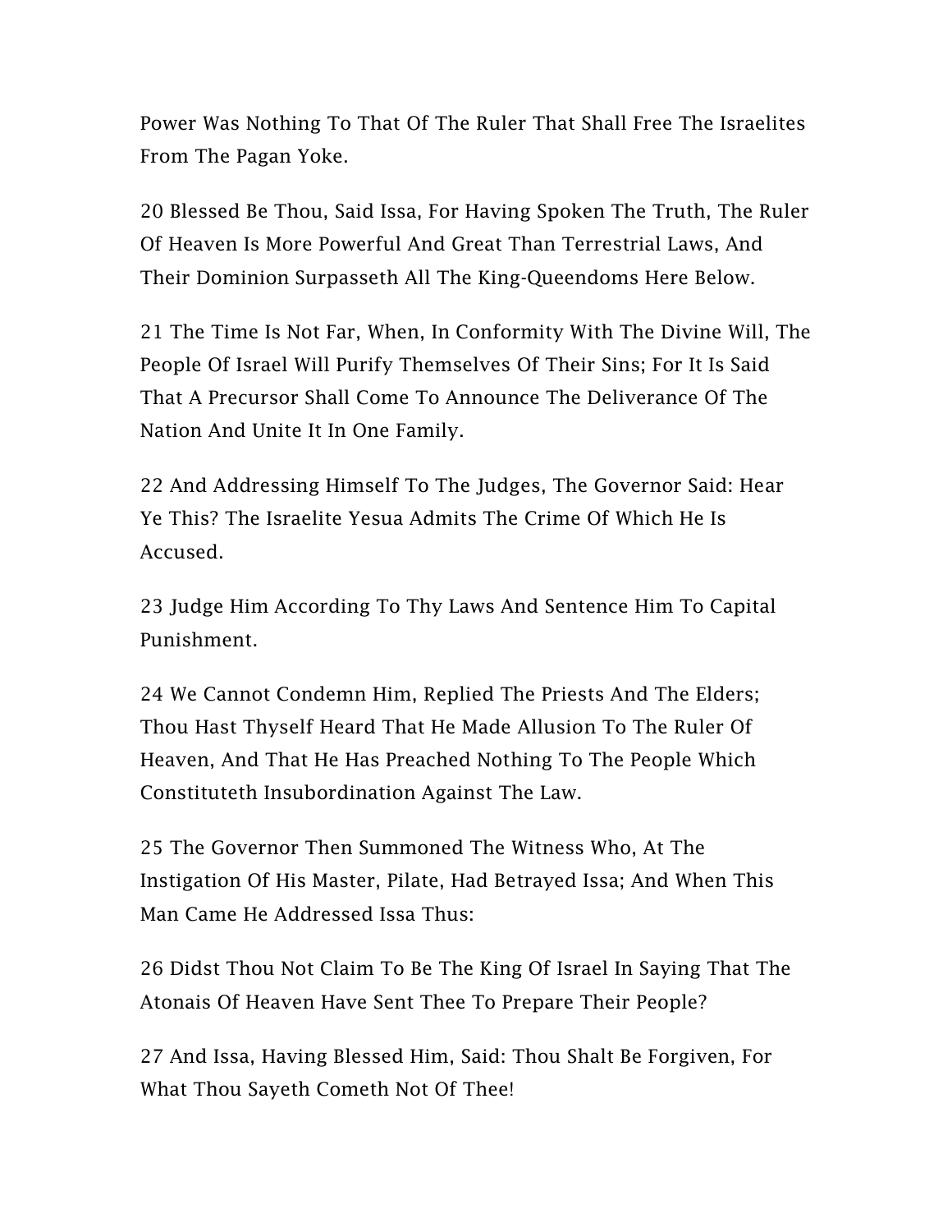Power Was Nothing To That Of The Ruler That Shall Free The Israelites From The Pagan Yoke.

20 Blessed Be Thou, Said Issa, For Having Spoken The Truth, The Ruler Of Heaven Is More Powerful And Great Than Terrestrial Laws, And Their Dominion Surpasseth All The King-Queendoms Here Below.

21 The Time Is Not Far, When, In Conformity With The Divine Will, The People Of Israel Will Purify Themselves Of Their Sins; For It Is Said That A Precursor Shall Come To Announce The Deliverance Of The Nation And Unite It In One Family.

22 And Addressing Himself To The Judges, The Governor Said: Hear Ye This? The Israelite Yesua Admits The Crime Of Which He Is Accused.

23 Judge Him According To Thy Laws And Sentence Him To Capital Punishment.

24 We Cannot Condemn Him, Replied The Priests And The Elders; Thou Hast Thyself Heard That He Made Allusion To The Ruler Of Heaven, And That He Has Preached Nothing To The People Which Constituteth Insubordination Against The Law.

25 The Governor Then Summoned The Witness Who, At The Instigation Of His Master, Pilate, Had Betrayed Issa; And When This Man Came He Addressed Issa Thus:

26 Didst Thou Not Claim To Be The King Of Israel In Saying That The Atonais Of Heaven Have Sent Thee To Prepare Their People?

27 And Issa, Having Blessed Him, Said: Thou Shalt Be Forgiven, For What Thou Sayeth Cometh Not Of Thee!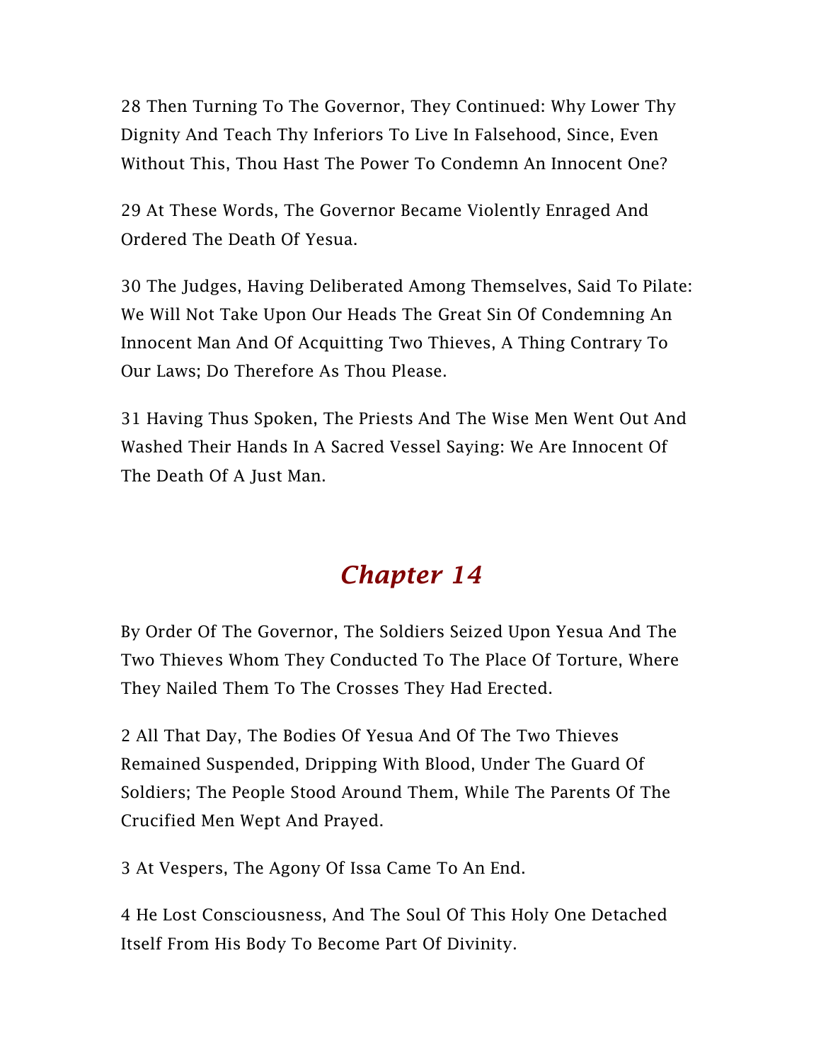28 Then Turning To The Governor, They Continued: Why Lower Thy Dignity And Teach Thy Inferiors To Live In Falsehood, Since, Even Without This, Thou Hast The Power To Condemn An Innocent One?

29 At These Words, The Governor Became Violently Enraged And Ordered The Death Of Yesua.

30 The Judges, Having Deliberated Among Themselves, Said To Pilate: We Will Not Take Upon Our Heads The Great Sin Of Condemning An Innocent Man And Of Acquitting Two Thieves, A Thing Contrary To Our Laws; Do Therefore As Thou Please.

31 Having Thus Spoken, The Priests And The Wise Men Went Out And Washed Their Hands In A Sacred Vessel Saying: We Are Innocent Of The Death Of A Just Man.

## *Chapter 14*

By Order Of The Governor, The Soldiers Seized Upon Yesua And The Two Thieves Whom They Conducted To The Place Of Torture, Where They Nailed Them To The Crosses They Had Erected.

2 All That Day, The Bodies Of Yesua And Of The Two Thieves Remained Suspended, Dripping With Blood, Under The Guard Of Soldiers; The People Stood Around Them, While The Parents Of The Crucified Men Wept And Prayed.

3 At Vespers, The Agony Of Issa Came To An End.

4 He Lost Consciousness, And The Soul Of This Holy One Detached Itself From His Body To Become Part Of Divinity.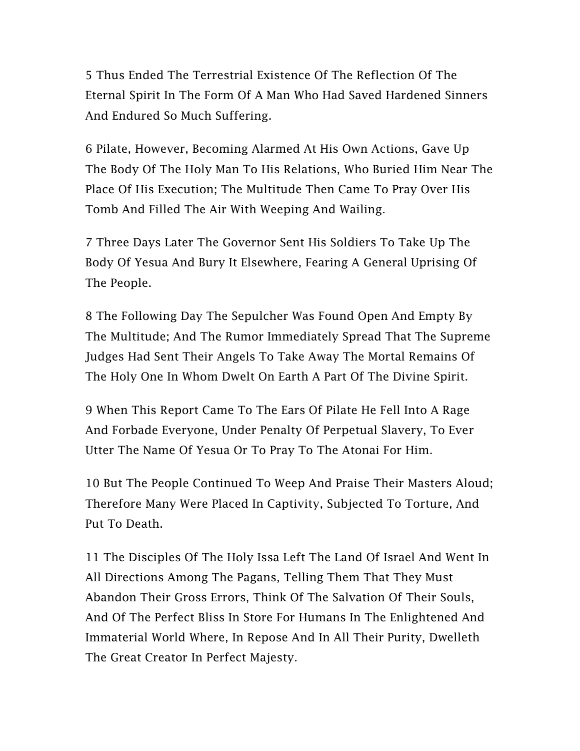5 Thus Ended The Terrestrial Existence Of The Reflection Of The Eternal Spirit In The Form Of A Man Who Had Saved Hardened Sinners And Endured So Much Suffering.

6 Pilate, However, Becoming Alarmed At His Own Actions, Gave Up The Body Of The Holy Man To His Relations, Who Buried Him Near The Place Of His Execution; The Multitude Then Came To Pray Over His Tomb And Filled The Air With Weeping And Wailing.

7 Three Days Later The Governor Sent His Soldiers To Take Up The Body Of Yesua And Bury It Elsewhere, Fearing A General Uprising Of The People.

8 The Following Day The Sepulcher Was Found Open And Empty By The Multitude; And The Rumor Immediately Spread That The Supreme Judges Had Sent Their Angels To Take Away The Mortal Remains Of The Holy One In Whom Dwelt On Earth A Part Of The Divine Spirit.

9 When This Report Came To The Ears Of Pilate He Fell Into A Rage And Forbade Everyone, Under Penalty Of Perpetual Slavery, To Ever Utter The Name Of Yesua Or To Pray To The Atonai For Him.

10 But The People Continued To Weep And Praise Their Masters Aloud; Therefore Many Were Placed In Captivity, Subjected To Torture, And Put To Death.

11 The Disciples Of The Holy Issa Left The Land Of Israel And Went In All Directions Among The Pagans, Telling Them That They Must Abandon Their Gross Errors, Think Of The Salvation Of Their Souls, And Of The Perfect Bliss In Store For Humans In The Enlightened And Immaterial World Where, In Repose And In All Their Purity, Dwelleth The Great Creator In Perfect Majesty.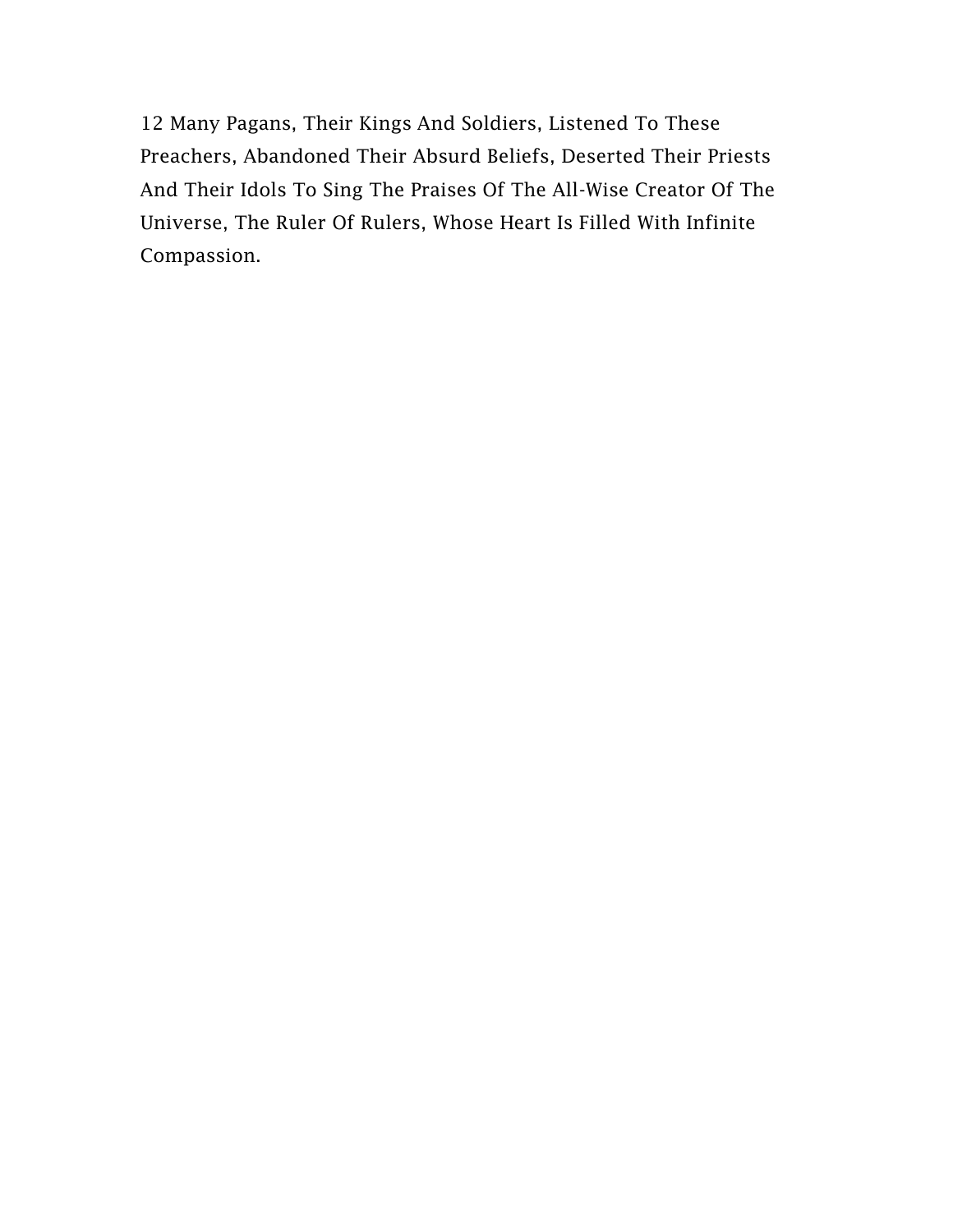12 Many Pagans, Their Kings And Soldiers, Listened To These Preachers, Abandoned Their Absurd Beliefs, Deserted Their Priests And Their Idols To Sing The Praises Of The All-Wise Creator Of The Universe, The Ruler Of Rulers, Whose Heart Is Filled With Infinite Compassion.